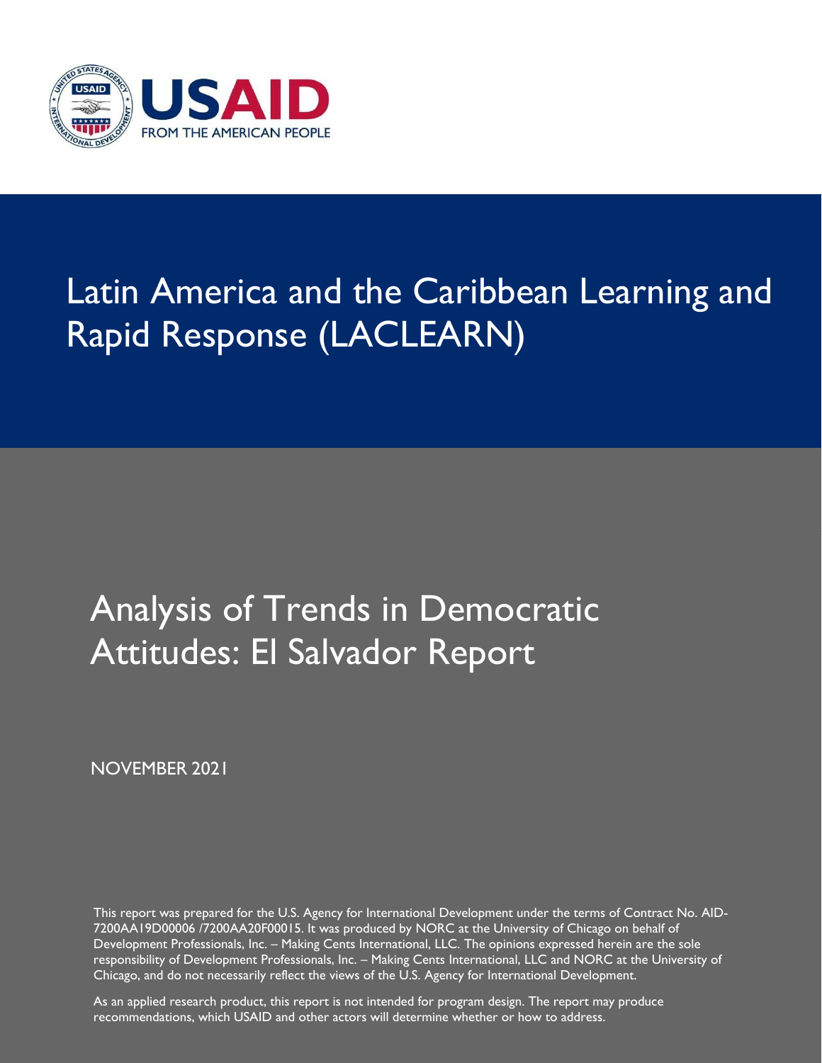USAID
FROM THE AMERICAN PEOPLE

# Latin America and the Caribbean Learning and Rapid Response (LACLEARN)

## Analysis of Trends in Democratic Attitudes: El Salvador Report

NOVEMBER 2021

This report was prepared for the U.S. Agency for International Development under the terms of Contract No. AID-7200AA19D00006 /7200AA20F00015. It was produced by NORC at the University of Chicago on behalf of Development Professionals, Inc. – Making Cents International, LLC. The opinions expressed herein are the sole responsibility of Development Professionals, Inc. – Making Cents International, LLC and NORC at the University of Chicago, and do not necessarily reflect the views of the U.S. Agency for International Development.

As an applied research product, this report is not intended for program design. The report may produce recommendations, which USAID and other actors will determine whether or how to address.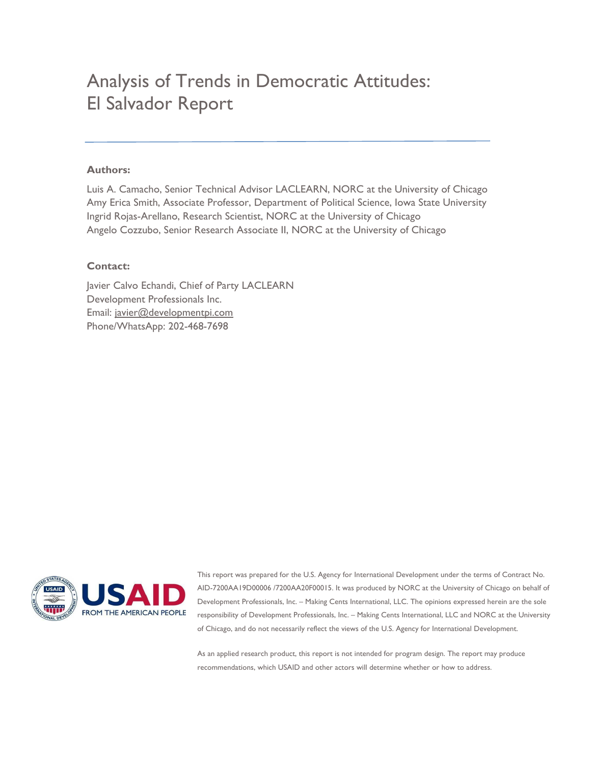# Analysis of Trends in Democratic Attitudes: El Salvador Report

**Authors:**

Luis A. Camacho, Senior Technical Advisor LACLEARN, NORC at the University of Chicago
Amy Erica Smith, Associate Professor, Department of Political Science, Iowa State University
Ingrid Rojas-Arellano, Research Scientist, NORC at the University of Chicago
Angelo Cozzubo, Senior Research Associate II, NORC at the University of Chicago

**Contact:**

Javier Calvo Echandi, Chief of Party LACLEARN
Development Professionals Inc.
Email: javier@developmentpi.com
Phone/WhatsApp: 202-468-7698

This report was prepared for the U.S. Agency for International Development under the terms of Contract No. AID-7200AA19D00006 /7200AA20F00015. It was produced by NORC at the University of Chicago on behalf of Development Professionals, Inc. – Making Cents International, LLC. The opinions expressed herein are the sole responsibility of Development Professionals, Inc. – Making Cents International, LLC and NORC at the University of Chicago, and do not necessarily reflect the views of the U.S. Agency for International Development.

As an applied research product, this report is not intended for program design. The report may produce recommendations, which USAID and other actors will determine whether or how to address.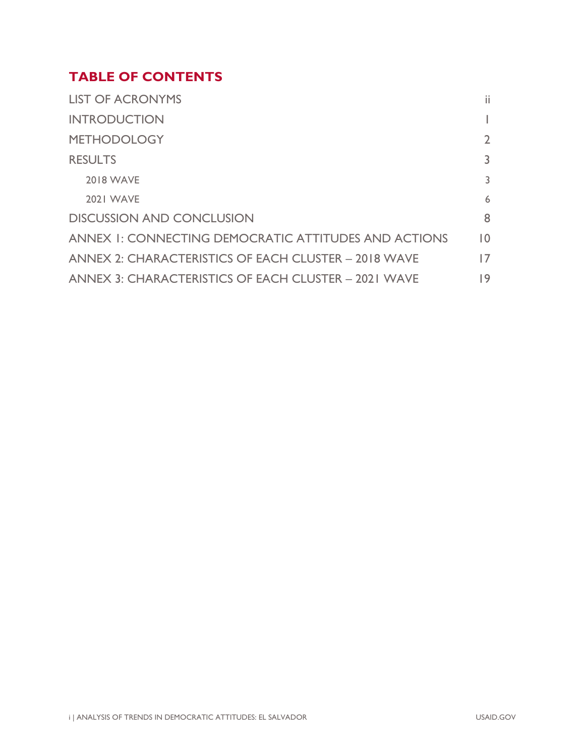# TABLE OF CONTENTS

| | |
|---|---|
| LIST OF ACRONYMS | ii |
| INTRODUCTION | 1 |
| METHODOLOGY | 2 |
| RESULTS | 3 |
| 2018 WAVE | 3 |
| 2021 WAVE | 6 |
| DISCUSSION AND CONCLUSION | 8 |
| ANNEX 1: CONNECTING DEMOCRATIC ATTITUDES AND ACTIONS | 10 |
| ANNEX 2: CHARACTERISTICS OF EACH CLUSTER – 2018 WAVE | 17 |
| ANNEX 3: CHARACTERISTICS OF EACH CLUSTER – 2021 WAVE | 19 |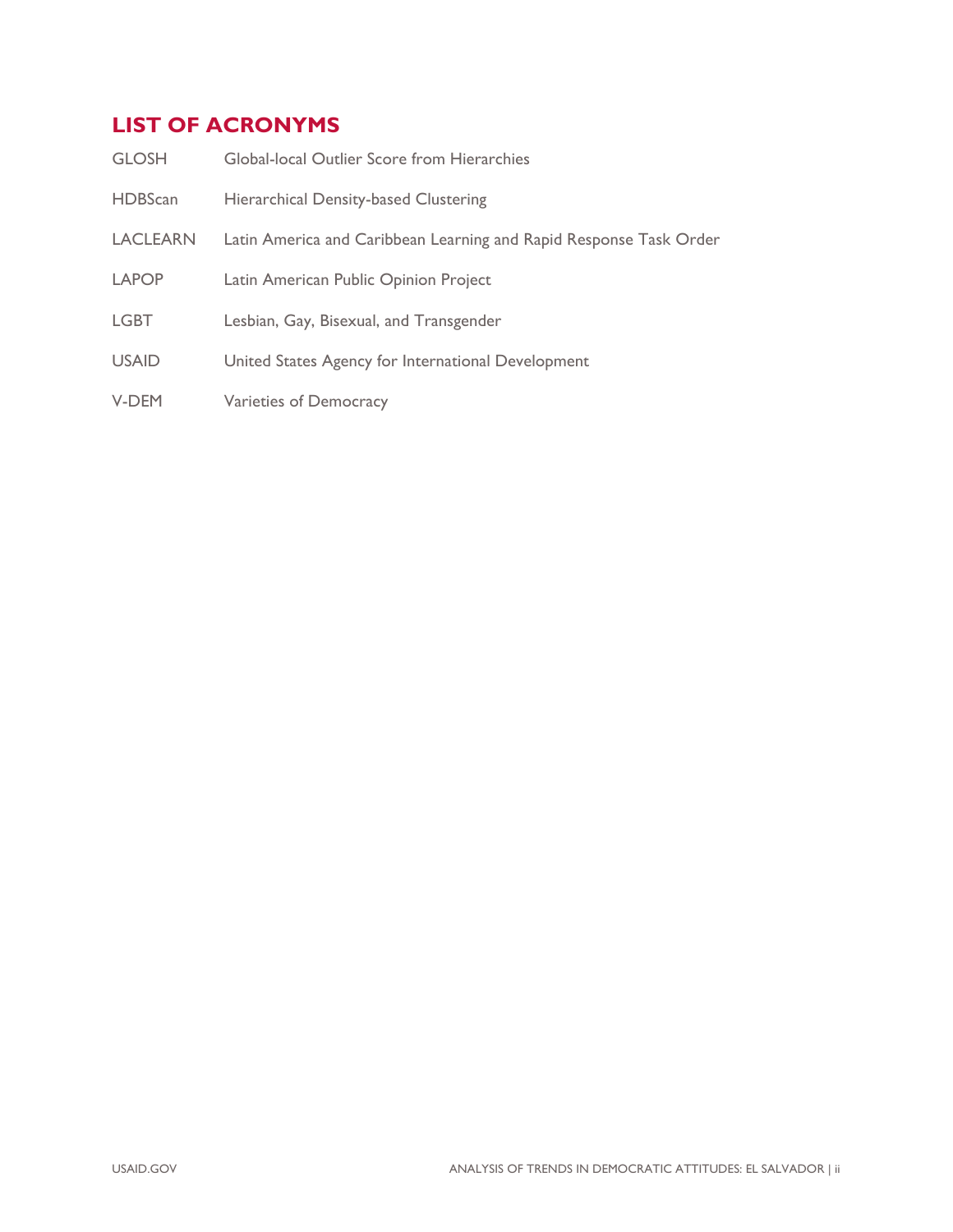## LIST OF ACRONYMS

| | |
|---|---|
| GLOSH | Global-local Outlier Score from Hierarchies |
| HDBScan | Hierarchical Density-based Clustering |
| LACLEARN | Latin America and Caribbean Learning and Rapid Response Task Order |
| LAPOP | Latin American Public Opinion Project |
| LGBT | Lesbian, Gay, Bisexual, and Transgender |
| USAID | United States Agency for International Development |
| V-DEM | Varieties of Democracy |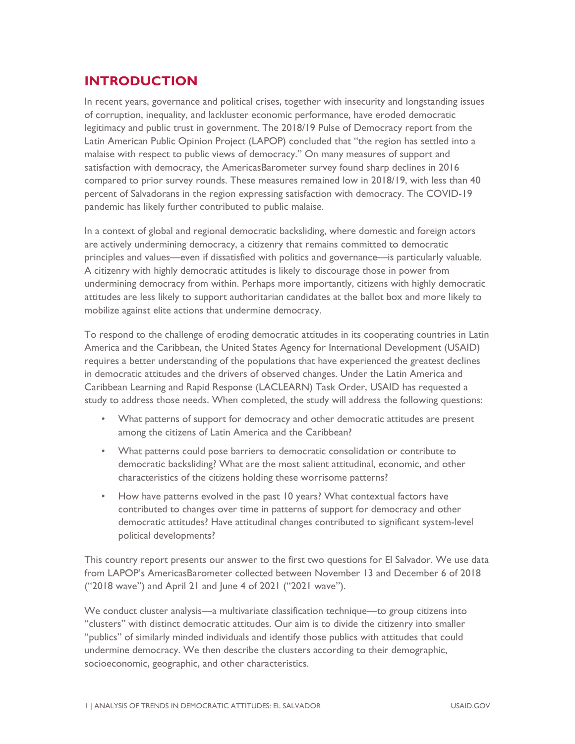## INTRODUCTION

In recent years, governance and political crises, together with insecurity and longstanding issues of corruption, inequality, and lackluster economic performance, have eroded democratic legitimacy and public trust in government. The 2018/19 Pulse of Democracy report from the Latin American Public Opinion Project (LAPOP) concluded that "the region has settled into a malaise with respect to public views of democracy." On many measures of support and satisfaction with democracy, the AmericasBarometer survey found sharp declines in 2016 compared to prior survey rounds. These measures remained low in 2018/19, with less than 40 percent of Salvadorans in the region expressing satisfaction with democracy. The COVID-19 pandemic has likely further contributed to public malaise.

In a context of global and regional democratic backsliding, where domestic and foreign actors are actively undermining democracy, a citizenry that remains committed to democratic principles and values—even if dissatisfied with politics and governance—is particularly valuable. A citizenry with highly democratic attitudes is likely to discourage those in power from undermining democracy from within. Perhaps more importantly, citizens with highly democratic attitudes are less likely to support authoritarian candidates at the ballot box and more likely to mobilize against elite actions that undermine democracy.

To respond to the challenge of eroding democratic attitudes in its cooperating countries in Latin America and the Caribbean, the United States Agency for International Development (USAID) requires a better understanding of the populations that have experienced the greatest declines in democratic attitudes and the drivers of observed changes. Under the Latin America and Caribbean Learning and Rapid Response (LACLEARN) Task Order, USAID has requested a study to address those needs. When completed, the study will address the following questions:

- What patterns of support for democracy and other democratic attitudes are present among the citizens of Latin America and the Caribbean?
- What patterns could pose barriers to democratic consolidation or contribute to democratic backsliding? What are the most salient attitudinal, economic, and other characteristics of the citizens holding these worrisome patterns?
- How have patterns evolved in the past 10 years? What contextual factors have contributed to changes over time in patterns of support for democracy and other democratic attitudes? Have attitudinal changes contributed to significant system-level political developments?

This country report presents our answer to the first two questions for El Salvador. We use data from LAPOP's AmericasBarometer collected between November 13 and December 6 of 2018 ("2018 wave") and April 21 and June 4 of 2021 ("2021 wave").

We conduct cluster analysis—a multivariate classification technique—to group citizens into "clusters" with distinct democratic attitudes. Our aim is to divide the citizenry into smaller "publics" of similarly minded individuals and identify those publics with attitudes that could undermine democracy. We then describe the clusters according to their demographic, socioeconomic, geographic, and other characteristics.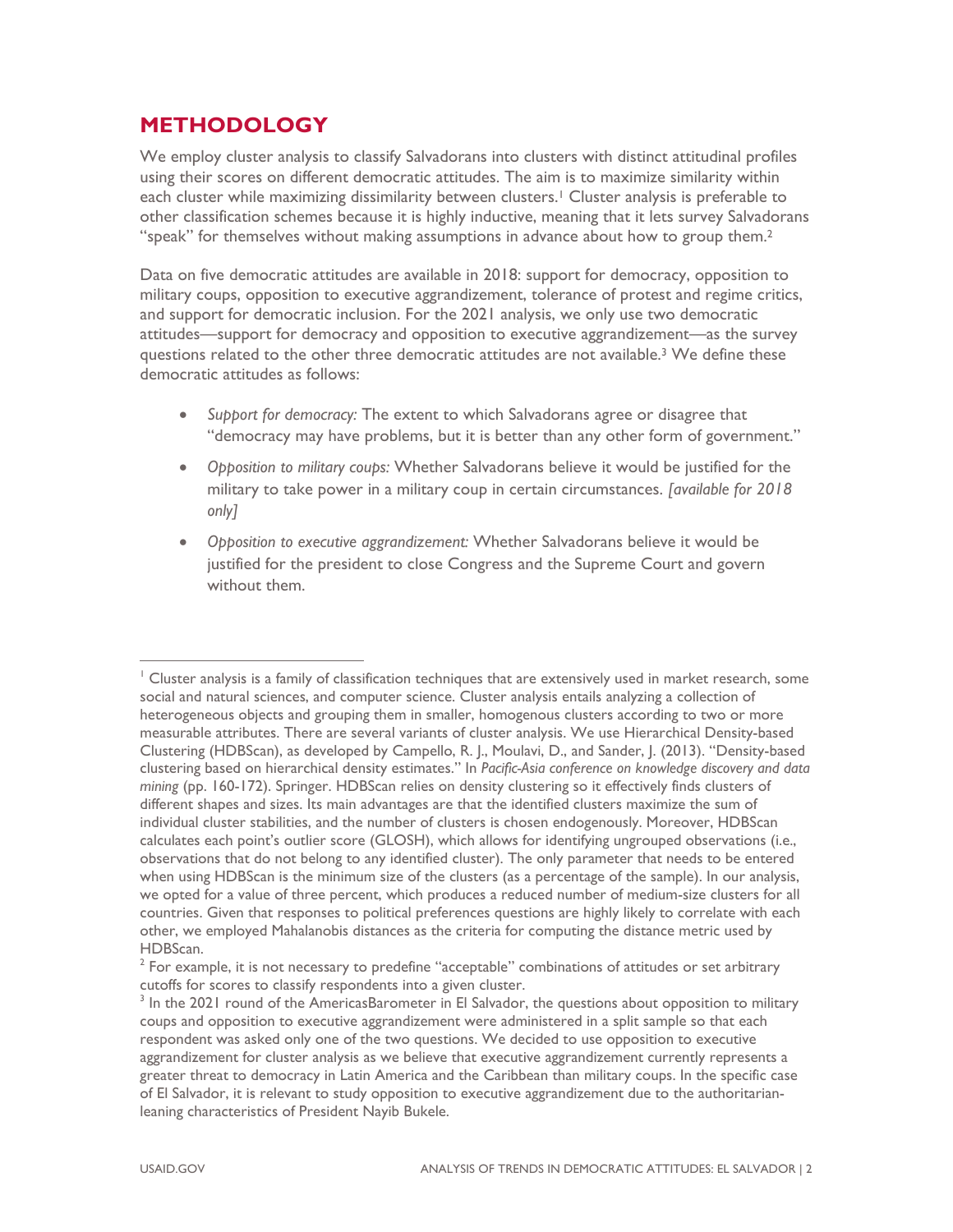## METHODOLOGY

We employ cluster analysis to classify Salvadorans into clusters with distinct attitudinal profiles using their scores on different democratic attitudes. The aim is to maximize similarity within each cluster while maximizing dissimilarity between clusters.[1] Cluster analysis is preferable to other classification schemes because it is highly inductive, meaning that it lets survey Salvadorans "speak" for themselves without making assumptions in advance about how to group them.[2]

Data on five democratic attitudes are available in 2018: support for democracy, opposition to military coups, opposition to executive aggrandizement, tolerance of protest and regime critics, and support for democratic inclusion. For the 2021 analysis, we only use two democratic attitudes—support for democracy and opposition to executive aggrandizement—as the survey questions related to the other three democratic attitudes are not available.[3] We define these democratic attitudes as follows:

- *Support for democracy:* The extent to which Salvadorans agree or disagree that "democracy may have problems, but it is better than any other form of government."
- *Opposition to military coups:* Whether Salvadorans believe it would be justified for the military to take power in a military coup in certain circumstances. *[available for 2018 only]*
- *Opposition to executive aggrandizement:* Whether Salvadorans believe it would be justified for the president to close Congress and the Supreme Court and govern without them.

---

[1] Cluster analysis is a family of classification techniques that are extensively used in market research, some social and natural sciences, and computer science. Cluster analysis entails analyzing a collection of heterogeneous objects and grouping them in smaller, homogenous clusters according to two or more measurable attributes. There are several variants of cluster analysis. We use Hierarchical Density-based Clustering (HDBScan), as developed by Campello, R. J., Moulavi, D., and Sander, J. (2013). "Density-based clustering based on hierarchical density estimates." In *Pacific-Asia conference on knowledge discovery and data mining* (pp. 160-172). Springer. HDBScan relies on density clustering so it effectively finds clusters of different shapes and sizes. Its main advantages are that the identified clusters maximize the sum of individual cluster stabilities, and the number of clusters is chosen endogenously. Moreover, HDBScan calculates each point's outlier score (GLOSH), which allows for identifying ungrouped observations (i.e., observations that do not belong to any identified cluster). The only parameter that needs to be entered when using HDBScan is the minimum size of the clusters (as a percentage of the sample). In our analysis, we opted for a value of three percent, which produces a reduced number of medium-size clusters for all countries. Given that responses to political preferences questions are highly likely to correlate with each other, we employed Mahalanobis distances as the criteria for computing the distance metric used by HDBScan.

[2] For example, it is not necessary to predefine "acceptable" combinations of attitudes or set arbitrary cutoffs for scores to classify respondents into a given cluster.

[3] In the 2021 round of the AmericasBarometer in El Salvador, the questions about opposition to military coups and opposition to executive aggrandizement were administered in a split sample so that each respondent was asked only one of the two questions. We decided to use opposition to executive aggrandizement for cluster analysis as we believe that executive aggrandizement currently represents a greater threat to democracy in Latin America and the Caribbean than military coups. In the specific case of El Salvador, it is relevant to study opposition to executive aggrandizement due to the authoritarian-leaning characteristics of President Nayib Bukele.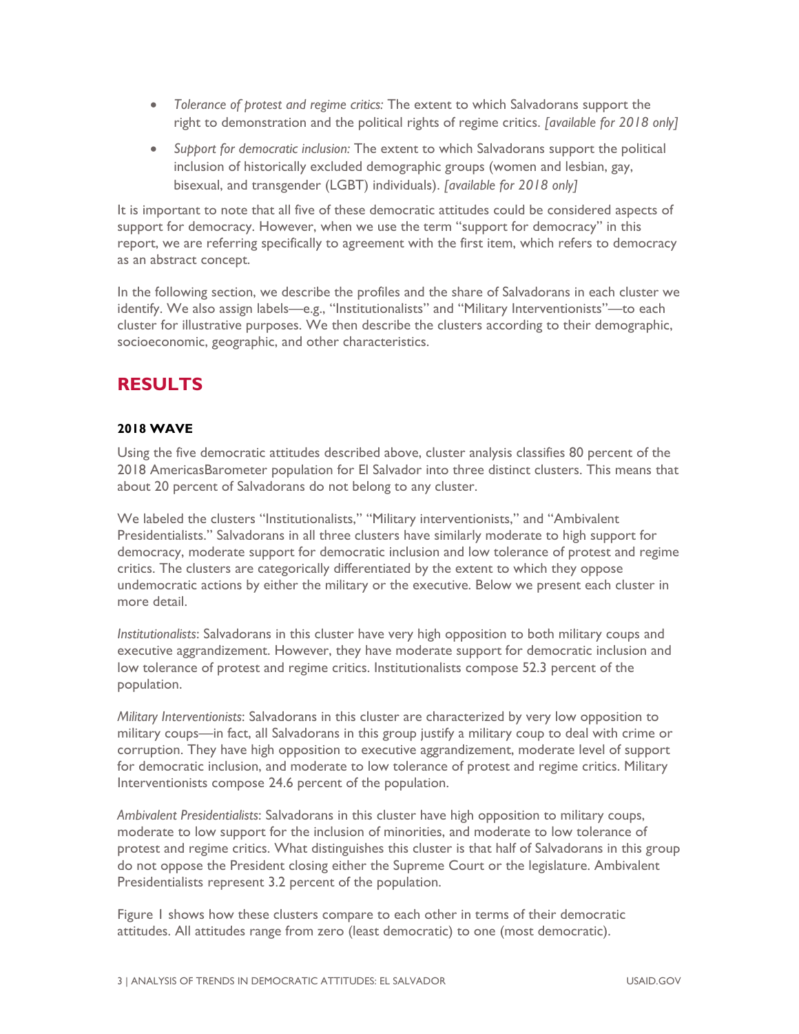- *Tolerance of protest and regime critics:* The extent to which Salvadorans support the right to demonstration and the political rights of regime critics. *[available for 2018 only]*
- *Support for democratic inclusion:* The extent to which Salvadorans support the political inclusion of historically excluded demographic groups (women and lesbian, gay, bisexual, and transgender (LGBT) individuals). *[available for 2018 only]*

It is important to note that all five of these democratic attitudes could be considered aspects of support for democracy. However, when we use the term "support for democracy" in this report, we are referring specifically to agreement with the first item, which refers to democracy as an abstract concept.

In the following section, we describe the profiles and the share of Salvadorans in each cluster we identify. We also assign labels—e.g., "Institutionalists" and "Military Interventionists"—to each cluster for illustrative purposes. We then describe the clusters according to their demographic, socioeconomic, geographic, and other characteristics.

## RESULTS

### 2018 WAVE

Using the five democratic attitudes described above, cluster analysis classifies 80 percent of the 2018 AmericasBarometer population for El Salvador into three distinct clusters. This means that about 20 percent of Salvadorans do not belong to any cluster.

We labeled the clusters "Institutionalists," "Military interventionists," and "Ambivalent Presidentialists." Salvadorans in all three clusters have similarly moderate to high support for democracy, moderate support for democratic inclusion and low tolerance of protest and regime critics. The clusters are categorically differentiated by the extent to which they oppose undemocratic actions by either the military or the executive. Below we present each cluster in more detail.

*Institutionalists*: Salvadorans in this cluster have very high opposition to both military coups and executive aggrandizement. However, they have moderate support for democratic inclusion and low tolerance of protest and regime critics. Institutionalists compose 52.3 percent of the population.

*Military Interventionists*: Salvadorans in this cluster are characterized by very low opposition to military coups—in fact, all Salvadorans in this group justify a military coup to deal with crime or corruption. They have high opposition to executive aggrandizement, moderate level of support for democratic inclusion, and moderate to low tolerance of protest and regime critics. Military Interventionists compose 24.6 percent of the population.

*Ambivalent Presidentialists*: Salvadorans in this cluster have high opposition to military coups, moderate to low support for the inclusion of minorities, and moderate to low tolerance of protest and regime critics. What distinguishes this cluster is that half of Salvadorans in this group do not oppose the President closing either the Supreme Court or the legislature. Ambivalent Presidentialists represent 3.2 percent of the population.

Figure 1 shows how these clusters compare to each other in terms of their democratic attitudes. All attitudes range from zero (least democratic) to one (most democratic).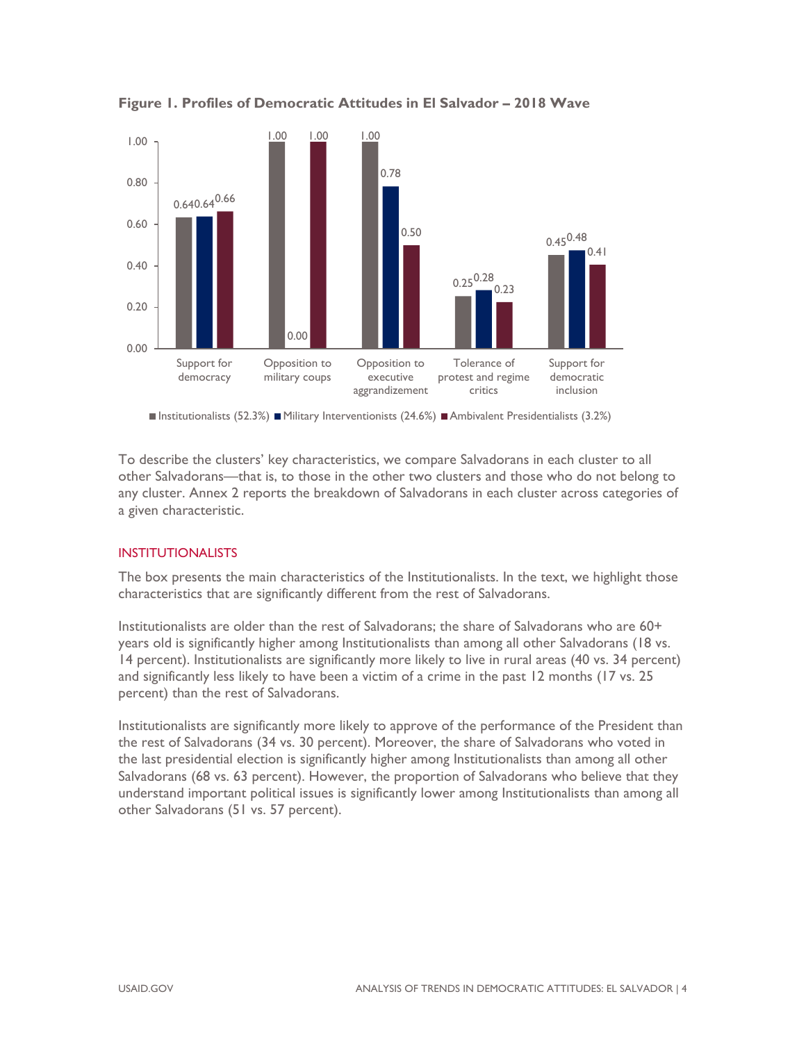**Figure 1. Profiles of Democratic Attitudes in El Salvador – 2018 Wave**

| | Institutionalists (52.3%) | Military Interventionists (24.6%) | Ambivalent Presidentialists (3.2%) |
|---|---|---|---|
| Support for democracy | 0.64 | 0.64 | 0.66 |
| Opposition to military coups | 1.00 | 0.00 | 1.00 |
| Opposition to executive aggrandizement | 1.00 | 0.78 | 0.50 |
| Tolerance of protest and regime critics | 0.25 | 0.28 | 0.23 |
| Support for democratic inclusion | 0.45 | 0.48 | 0.41 |

To describe the clusters' key characteristics, we compare Salvadorans in each cluster to all other Salvadorans—that is, to those in the other two clusters and those who do not belong to any cluster. Annex 2 reports the breakdown of Salvadorans in each cluster across categories of a given characteristic.

## INSTITUTIONALISTS

The box presents the main characteristics of the Institutionalists. In the text, we highlight those characteristics that are significantly different from the rest of Salvadorans.

Institutionalists are older than the rest of Salvadorans; the share of Salvadorans who are 60+ years old is significantly higher among Institutionalists than among all other Salvadorans (18 vs. 14 percent). Institutionalists are significantly more likely to live in rural areas (40 vs. 34 percent) and significantly less likely to have been a victim of a crime in the past 12 months (17 vs. 25 percent) than the rest of Salvadorans.

Institutionalists are significantly more likely to approve of the performance of the President than the rest of Salvadorans (34 vs. 30 percent). Moreover, the share of Salvadorans who voted in the last presidential election is significantly higher among Institutionalists than among all other Salvadorans (68 vs. 63 percent). However, the proportion of Salvadorans who believe that they understand important political issues is significantly lower among Institutionalists than among all other Salvadorans (51 vs. 57 percent).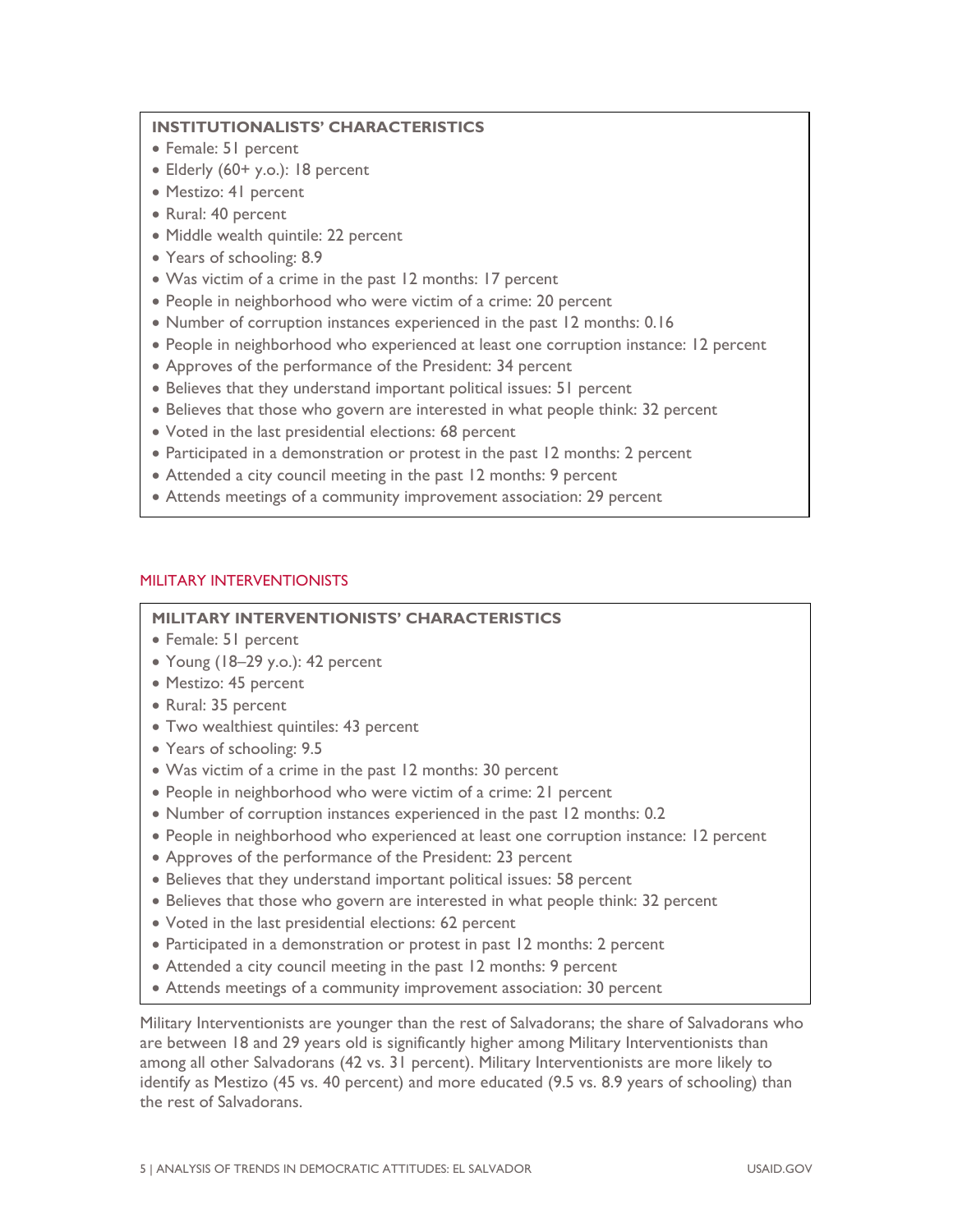**INSTITUTIONALISTS' CHARACTERISTICS**

- Female: 51 percent
- Elderly (60+ y.o.): 18 percent
- Mestizo: 41 percent
- Rural: 40 percent
- Middle wealth quintile: 22 percent
- Years of schooling: 8.9
- Was victim of a crime in the past 12 months: 17 percent
- People in neighborhood who were victim of a crime: 20 percent
- Number of corruption instances experienced in the past 12 months: 0.16
- People in neighborhood who experienced at least one corruption instance: 12 percent
- Approves of the performance of the President: 34 percent
- Believes that they understand important political issues: 51 percent
- Believes that those who govern are interested in what people think: 32 percent
- Voted in the last presidential elections: 68 percent
- Participated in a demonstration or protest in the past 12 months: 2 percent
- Attended a city council meeting in the past 12 months: 9 percent
- Attends meetings of a community improvement association: 29 percent

### MILITARY INTERVENTIONISTS

**MILITARY INTERVENTIONISTS' CHARACTERISTICS**

- Female: 51 percent
- Young (18–29 y.o.): 42 percent
- Mestizo: 45 percent
- Rural: 35 percent
- Two wealthiest quintiles: 43 percent
- Years of schooling: 9.5
- Was victim of a crime in the past 12 months: 30 percent
- People in neighborhood who were victim of a crime: 21 percent
- Number of corruption instances experienced in the past 12 months: 0.2
- People in neighborhood who experienced at least one corruption instance: 12 percent
- Approves of the performance of the President: 23 percent
- Believes that they understand important political issues: 58 percent
- Believes that those who govern are interested in what people think: 32 percent
- Voted in the last presidential elections: 62 percent
- Participated in a demonstration or protest in past 12 months: 2 percent
- Attended a city council meeting in the past 12 months: 9 percent
- Attends meetings of a community improvement association: 30 percent

Military Interventionists are younger than the rest of Salvadorans; the share of Salvadorans who are between 18 and 29 years old is significantly higher among Military Interventionists than among all other Salvadorans (42 vs. 31 percent). Military Interventionists are more likely to identify as Mestizo (45 vs. 40 percent) and more educated (9.5 vs. 8.9 years of schooling) than the rest of Salvadorans.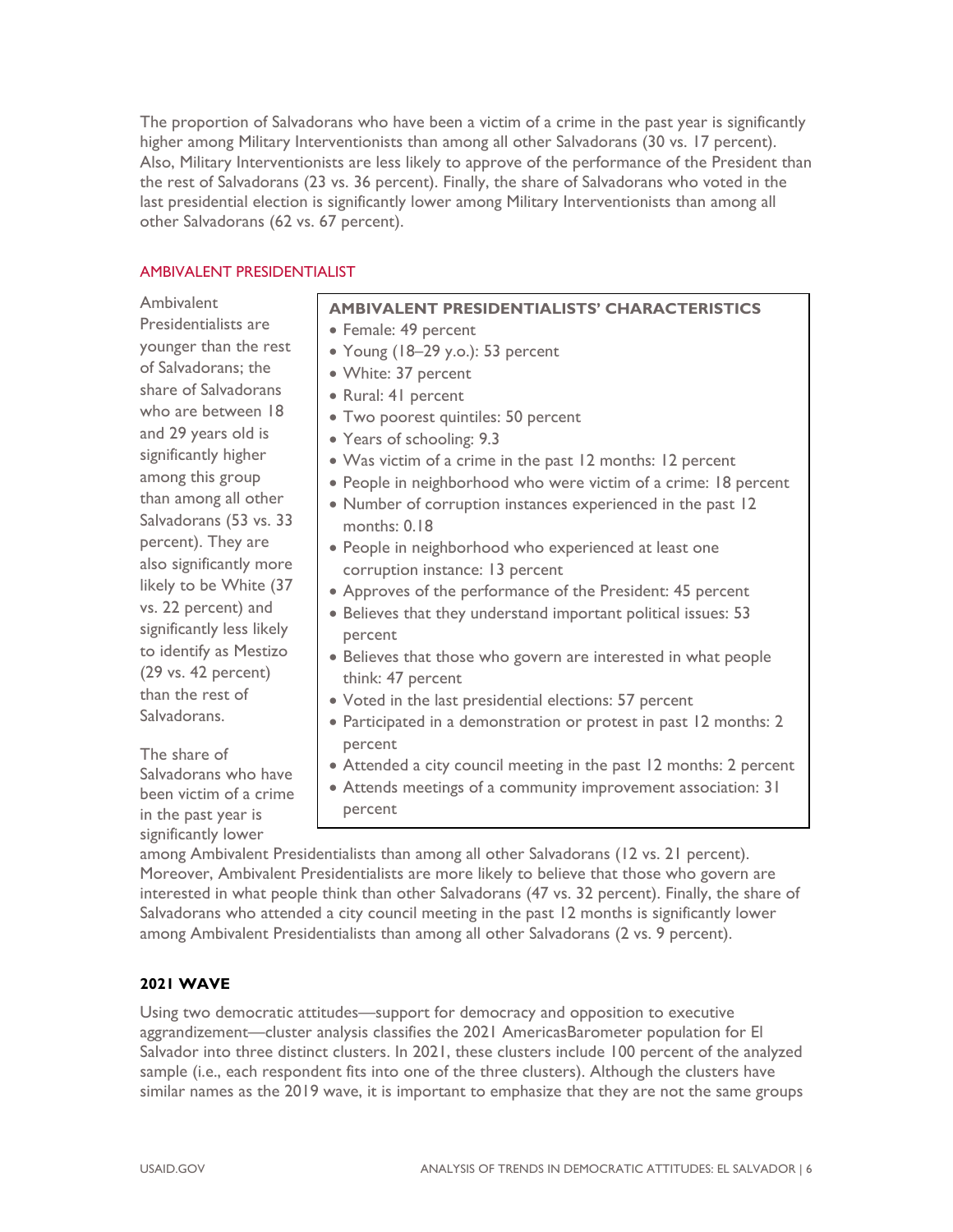The proportion of Salvadorans who have been a victim of a crime in the past year is significantly higher among Military Interventionists than among all other Salvadorans (30 vs. 17 percent). Also, Military Interventionists are less likely to approve of the performance of the President than the rest of Salvadorans (23 vs. 36 percent). Finally, the share of Salvadorans who voted in the last presidential election is significantly lower among Military Interventionists than among all other Salvadorans (62 vs. 67 percent).

### AMBIVALENT PRESIDENTIALIST

**AMBIVALENT PRESIDENTIALISTS' CHARACTERISTICS**

- Female: 49 percent
- Young (18–29 y.o.): 53 percent
- White: 37 percent
- Rural: 41 percent
- Two poorest quintiles: 50 percent
- Years of schooling: 9.3
- Was victim of a crime in the past 12 months: 12 percent
- People in neighborhood who were victim of a crime: 18 percent
- Number of corruption instances experienced in the past 12 months: 0.18
- People in neighborhood who experienced at least one corruption instance: 13 percent
- Approves of the performance of the President: 45 percent
- Believes that they understand important political issues: 53 percent
- Believes that those who govern are interested in what people think: 47 percent
- Voted in the last presidential elections: 57 percent
- Participated in a demonstration or protest in past 12 months: 2 percent
- Attended a city council meeting in the past 12 months: 2 percent
- Attends meetings of a community improvement association: 31 percent

Ambivalent Presidentialists are younger than the rest of Salvadorans; the share of Salvadorans who are between 18 and 29 years old is significantly higher among this group than among all other Salvadorans (53 vs. 33 percent). They are also significantly more likely to be White (37 vs. 22 percent) and significantly less likely to identify as Mestizo (29 vs. 42 percent) than the rest of Salvadorans.

The share of Salvadorans who have been victim of a crime in the past year is significantly lower among Ambivalent Presidentialists than among all other Salvadorans (12 vs. 21 percent). Moreover, Ambivalent Presidentialists are more likely to believe that those who govern are interested in what people think than other Salvadorans (47 vs. 32 percent). Finally, the share of Salvadorans who attended a city council meeting in the past 12 months is significantly lower among Ambivalent Presidentialists than among all other Salvadorans (2 vs. 9 percent).

## 2021 WAVE

Using two democratic attitudes—support for democracy and opposition to executive aggrandizement—cluster analysis classifies the 2021 AmericasBarometer population for El Salvador into three distinct clusters. In 2021, these clusters include 100 percent of the analyzed sample (i.e., each respondent fits into one of the three clusters). Although the clusters have similar names as the 2019 wave, it is important to emphasize that they are not the same groups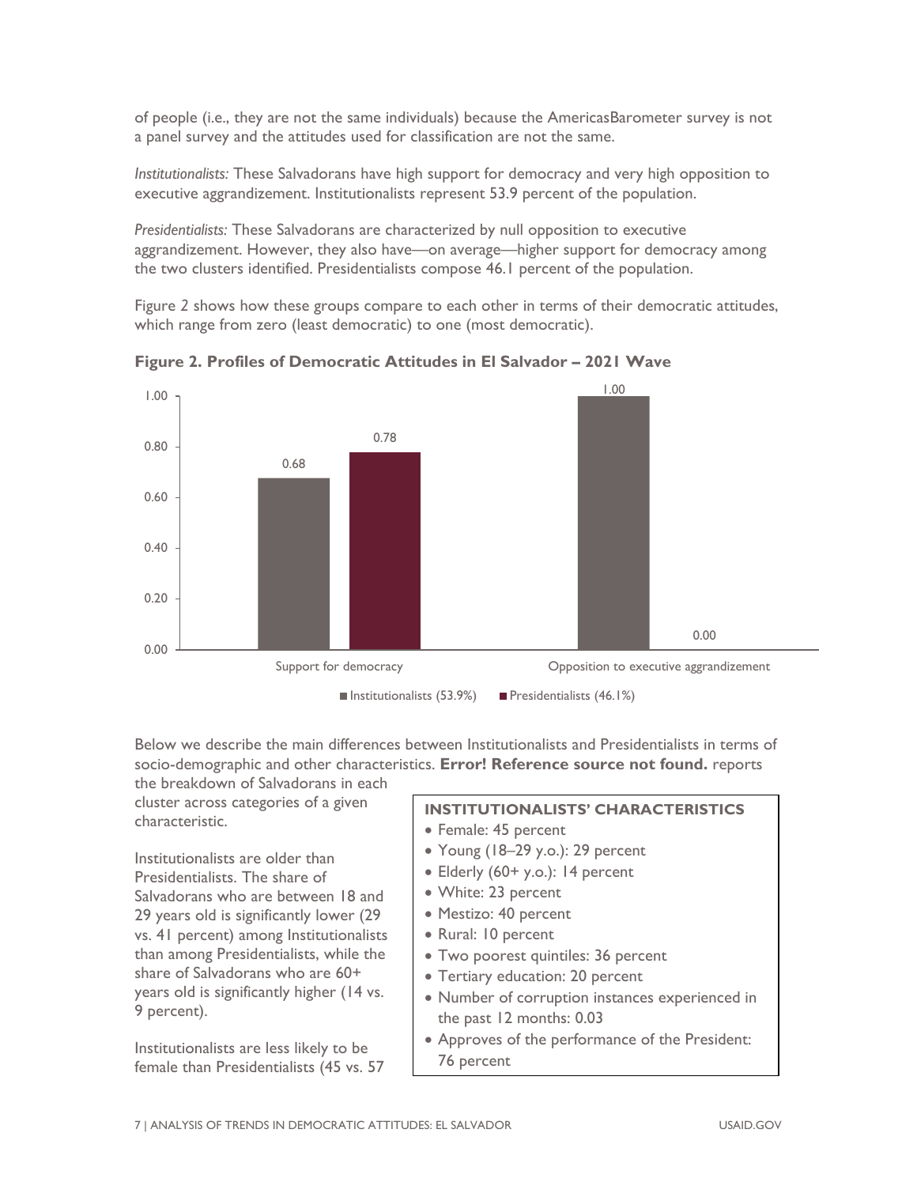of people (i.e., they are not the same individuals) because the AmericasBarometer survey is not a panel survey and the attitudes used for classification are not the same.

*Institutionalists:* These Salvadorans have high support for democracy and very high opposition to executive aggrandizement. Institutionalists represent 53.9 percent of the population.

*Presidentialists:* These Salvadorans are characterized by null opposition to executive aggrandizement. However, they also have—on average—higher support for democracy among the two clusters identified. Presidentialists compose 46.1 percent of the population.

Figure 2 shows how these groups compare to each other in terms of their democratic attitudes, which range from zero (least democratic) to one (most democratic).

**Figure 2. Profiles of Democratic Attitudes in El Salvador – 2021 Wave**

| | Institutionalists (53.9%) | Presidentialists (46.1%) |
|---|---|---|
| Support for democracy | 0.68 | 0.78 |
| Opposition to executive aggrandizement | 1.00 | 0.00 |

Below we describe the main differences between Institutionalists and Presidentialists in terms of socio-demographic and other characteristics. **Error! Reference source not found.** reports the breakdown of Salvadorans in each cluster across categories of a given characteristic.

Institutionalists are older than Presidentialists. The share of Salvadorans who are between 18 and 29 years old is significantly lower (29 vs. 41 percent) among Institutionalists than among Presidentialists, while the share of Salvadorans who are 60+ years old is significantly higher (14 vs. 9 percent).

Institutionalists are less likely to be female than Presidentialists (45 vs. 57

**INSTITUTIONALISTS' CHARACTERISTICS**

- Female: 45 percent
- Young (18–29 y.o.): 29 percent
- Elderly (60+ y.o.): 14 percent
- White: 23 percent
- Mestizo: 40 percent
- Rural: 10 percent
- Two poorest quintiles: 36 percent
- Tertiary education: 20 percent
- Number of corruption instances experienced in the past 12 months: 0.03
- Approves of the performance of the President: 76 percent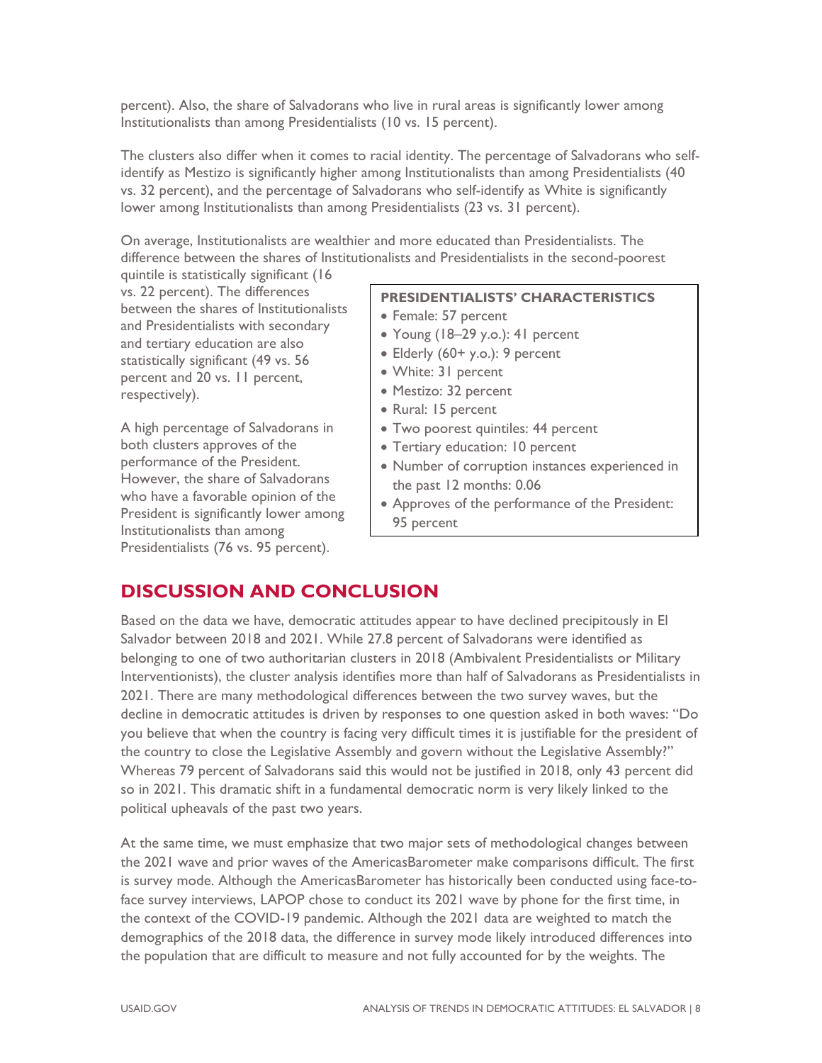percent). Also, the share of Salvadorans who live in rural areas is significantly lower among Institutionalists than among Presidentialists (10 vs. 15 percent).

The clusters also differ when it comes to racial identity. The percentage of Salvadorans who self-identify as Mestizo is significantly higher among Institutionalists than among Presidentialists (40 vs. 32 percent), and the percentage of Salvadorans who self-identify as White is significantly lower among Institutionalists than among Presidentialists (23 vs. 31 percent).

On average, Institutionalists are wealthier and more educated than Presidentialists. The difference between the shares of Institutionalists and Presidentialists in the second-poorest quintile is statistically significant (16 vs. 22 percent). The differences between the shares of Institutionalists and Presidentialists with secondary and tertiary education are also statistically significant (49 vs. 56 percent and 20 vs. 11 percent, respectively).

A high percentage of Salvadorans in both clusters approves of the performance of the President. However, the share of Salvadorans who have a favorable opinion of the President is significantly lower among Institutionalists than among Presidentialists (76 vs. 95 percent).

**PRESIDENTIALISTS' CHARACTERISTICS**

- Female: 57 percent
- Young (18–29 y.o.): 41 percent
- Elderly (60+ y.o.): 9 percent
- White: 31 percent
- Mestizo: 32 percent
- Rural: 15 percent
- Two poorest quintiles: 44 percent
- Tertiary education: 10 percent
- Number of corruption instances experienced in the past 12 months: 0.06
- Approves of the performance of the President: 95 percent

## DISCUSSION AND CONCLUSION

Based on the data we have, democratic attitudes appear to have declined precipitously in El Salvador between 2018 and 2021. While 27.8 percent of Salvadorans were identified as belonging to one of two authoritarian clusters in 2018 (Ambivalent Presidentialists or Military Interventionists), the cluster analysis identifies more than half of Salvadorans as Presidentialists in 2021. There are many methodological differences between the two survey waves, but the decline in democratic attitudes is driven by responses to one question asked in both waves: "Do you believe that when the country is facing very difficult times it is justifiable for the president of the country to close the Legislative Assembly and govern without the Legislative Assembly?" Whereas 79 percent of Salvadorans said this would not be justified in 2018, only 43 percent did so in 2021. This dramatic shift in a fundamental democratic norm is very likely linked to the political upheavals of the past two years.

At the same time, we must emphasize that two major sets of methodological changes between the 2021 wave and prior waves of the AmericasBarometer make comparisons difficult. The first is survey mode. Although the AmericasBarometer has historically been conducted using face-to-face survey interviews, LAPOP chose to conduct its 2021 wave by phone for the first time, in the context of the COVID-19 pandemic. Although the 2021 data are weighted to match the demographics of the 2018 data, the difference in survey mode likely introduced differences into the population that are difficult to measure and not fully accounted for by the weights. The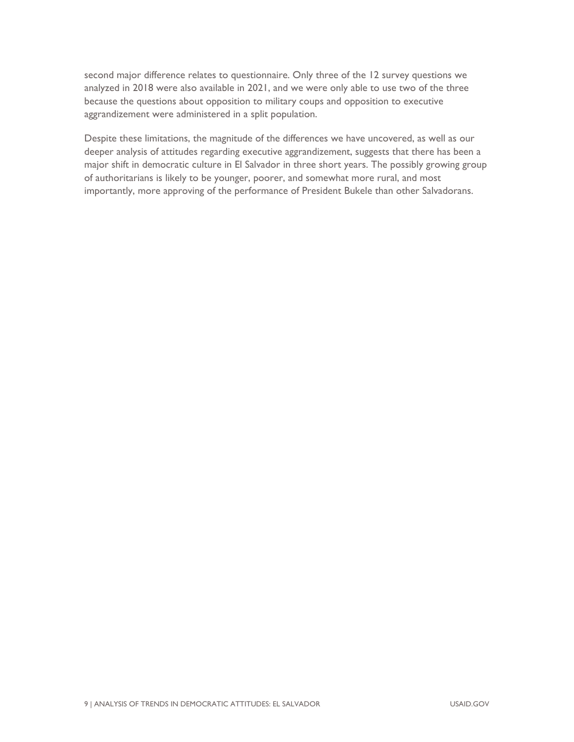second major difference relates to questionnaire. Only three of the 12 survey questions we analyzed in 2018 were also available in 2021, and we were only able to use two of the three because the questions about opposition to military coups and opposition to executive aggrandizement were administered in a split population.

Despite these limitations, the magnitude of the differences we have uncovered, as well as our deeper analysis of attitudes regarding executive aggrandizement, suggests that there has been a major shift in democratic culture in El Salvador in three short years. The possibly growing group of authoritarians is likely to be younger, poorer, and somewhat more rural, and most importantly, more approving of the performance of President Bukele than other Salvadorans.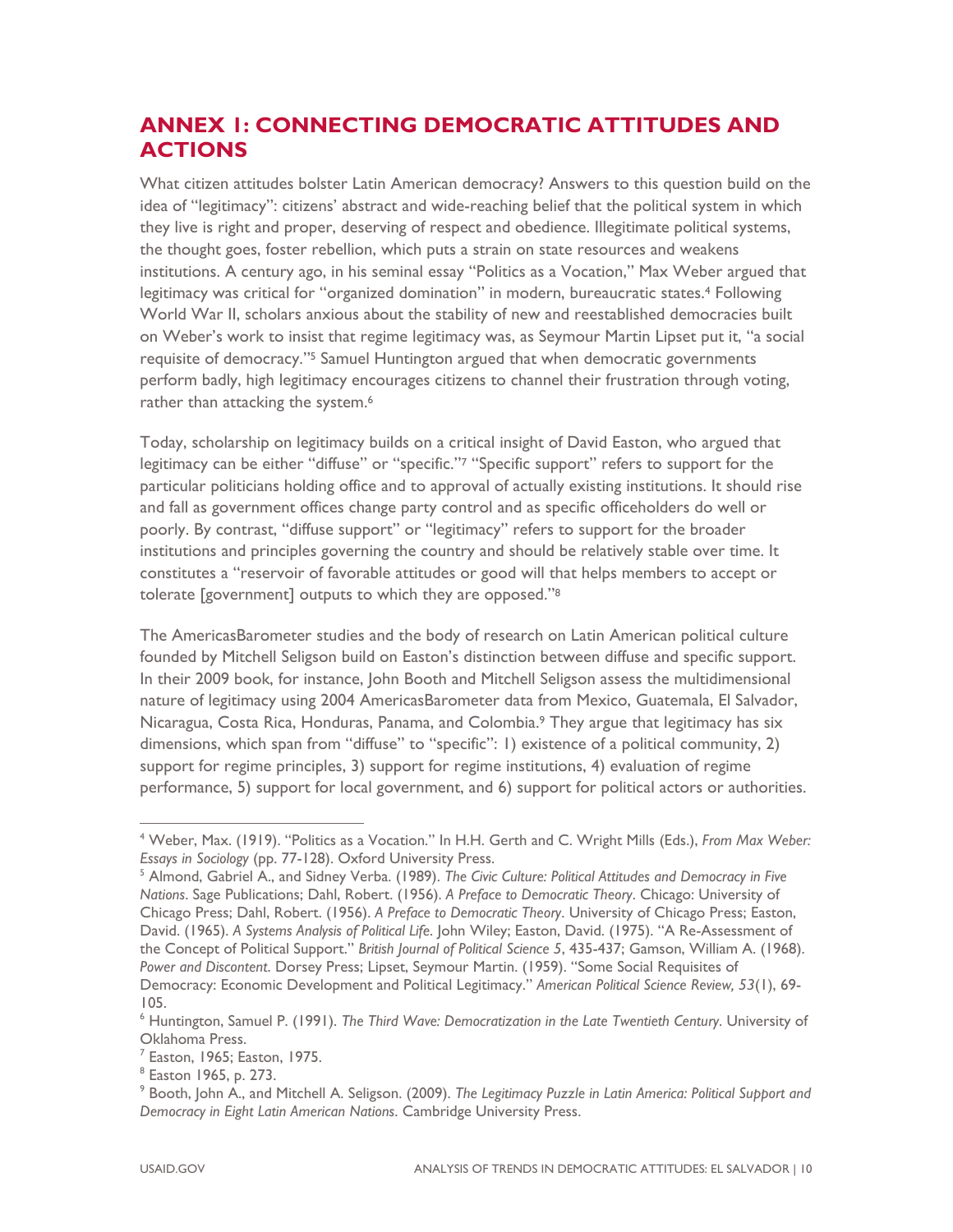## ANNEX 1: CONNECTING DEMOCRATIC ATTITUDES AND ACTIONS

What citizen attitudes bolster Latin American democracy? Answers to this question build on the idea of "legitimacy": citizens' abstract and wide-reaching belief that the political system in which they live is right and proper, deserving of respect and obedience. Illegitimate political systems, the thought goes, foster rebellion, which puts a strain on state resources and weakens institutions. A century ago, in his seminal essay "Politics as a Vocation," Max Weber argued that legitimacy was critical for "organized domination" in modern, bureaucratic states.[4] Following World War II, scholars anxious about the stability of new and reestablished democracies built on Weber's work to insist that regime legitimacy was, as Seymour Martin Lipset put it, "a social requisite of democracy."[5] Samuel Huntington argued that when democratic governments perform badly, high legitimacy encourages citizens to channel their frustration through voting, rather than attacking the system.[6]

Today, scholarship on legitimacy builds on a critical insight of David Easton, who argued that legitimacy can be either "diffuse" or "specific."[7] "Specific support" refers to support for the particular politicians holding office and to approval of actually existing institutions. It should rise and fall as government offices change party control and as specific officeholders do well or poorly. By contrast, "diffuse support" or "legitimacy" refers to support for the broader institutions and principles governing the country and should be relatively stable over time. It constitutes a "reservoir of favorable attitudes or good will that helps members to accept or tolerate [government] outputs to which they are opposed."[8]

The AmericasBarometer studies and the body of research on Latin American political culture founded by Mitchell Seligson build on Easton's distinction between diffuse and specific support. In their 2009 book, for instance, John Booth and Mitchell Seligson assess the multidimensional nature of legitimacy using 2004 AmericasBarometer data from Mexico, Guatemala, El Salvador, Nicaragua, Costa Rica, Honduras, Panama, and Colombia.[9] They argue that legitimacy has six dimensions, which span from "diffuse" to "specific": 1) existence of a political community, 2) support for regime principles, 3) support for regime institutions, 4) evaluation of regime performance, 5) support for local government, and 6) support for political actors or authorities.

---

[4] Weber, Max. (1919). "Politics as a Vocation." In H.H. Gerth and C. Wright Mills (Eds.), *From Max Weber: Essays in Sociology* (pp. 77-128). Oxford University Press.

[5] Almond, Gabriel A., and Sidney Verba. (1989). *The Civic Culture: Political Attitudes and Democracy in Five Nations*. Sage Publications; Dahl, Robert. (1956). *A Preface to Democratic Theory*. Chicago: University of Chicago Press; Dahl, Robert. (1956). *A Preface to Democratic Theory*. University of Chicago Press; Easton, David. (1965). *A Systems Analysis of Political Life*. John Wiley; Easton, David. (1975). "A Re-Assessment of the Concept of Political Support." *British Journal of Political Science 5*, 435-437; Gamson, William A. (1968). *Power and Discontent*. Dorsey Press; Lipset, Seymour Martin. (1959). "Some Social Requisites of Democracy: Economic Development and Political Legitimacy." *American Political Science Review, 53*(1), 69-105.

[6] Huntington, Samuel P. (1991). *The Third Wave: Democratization in the Late Twentieth Century*. University of Oklahoma Press.

[7] Easton, 1965; Easton, 1975.

[8] Easton 1965, p. 273.

[9] Booth, John A., and Mitchell A. Seligson. (2009). *The Legitimacy Puzzle in Latin America: Political Support and Democracy in Eight Latin American Nations*. Cambridge University Press.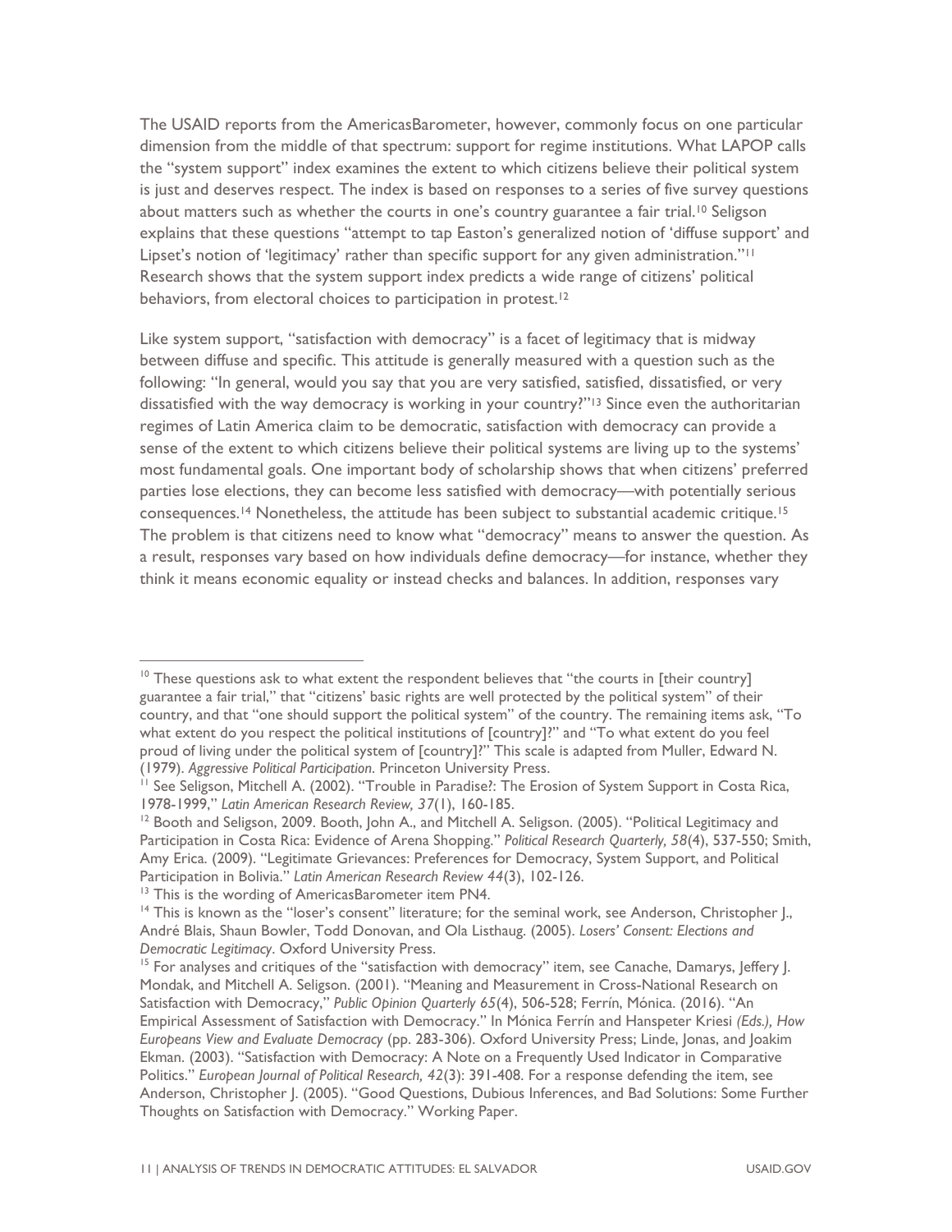The USAID reports from the AmericasBarometer, however, commonly focus on one particular dimension from the middle of that spectrum: support for regime institutions. What LAPOP calls the "system support" index examines the extent to which citizens believe their political system is just and deserves respect. The index is based on responses to a series of five survey questions about matters such as whether the courts in one's country guarantee a fair trial.[10] Seligson explains that these questions "attempt to tap Easton's generalized notion of 'diffuse support' and Lipset's notion of 'legitimacy' rather than specific support for any given administration."[11] Research shows that the system support index predicts a wide range of citizens' political behaviors, from electoral choices to participation in protest.[12]

Like system support, "satisfaction with democracy" is a facet of legitimacy that is midway between diffuse and specific. This attitude is generally measured with a question such as the following: "In general, would you say that you are very satisfied, satisfied, dissatisfied, or very dissatisfied with the way democracy is working in your country?"[13] Since even the authoritarian regimes of Latin America claim to be democratic, satisfaction with democracy can provide a sense of the extent to which citizens believe their political systems are living up to the systems' most fundamental goals. One important body of scholarship shows that when citizens' preferred parties lose elections, they can become less satisfied with democracy—with potentially serious consequences.[14] Nonetheless, the attitude has been subject to substantial academic critique.[15] The problem is that citizens need to know what "democracy" means to answer the question. As a result, responses vary based on how individuals define democracy—for instance, whether they think it means economic equality or instead checks and balances. In addition, responses vary

---

[10] These questions ask to what extent the respondent believes that "the courts in [their country] guarantee a fair trial," that "citizens' basic rights are well protected by the political system" of their country, and that "one should support the political system" of the country. The remaining items ask, "To what extent do you respect the political institutions of [country]?" and "To what extent do you feel proud of living under the political system of [country]?" This scale is adapted from Muller, Edward N. (1979). *Aggressive Political Participation*. Princeton University Press.

[11] See Seligson, Mitchell A. (2002). "Trouble in Paradise?: The Erosion of System Support in Costa Rica, 1978-1999," *Latin American Research Review, 37*(1), 160-185.

[12] Booth and Seligson, 2009. Booth, John A., and Mitchell A. Seligson. (2005). "Political Legitimacy and Participation in Costa Rica: Evidence of Arena Shopping." *Political Research Quarterly, 58*(4), 537-550; Smith, Amy Erica. (2009). "Legitimate Grievances: Preferences for Democracy, System Support, and Political Participation in Bolivia." *Latin American Research Review 44*(3), 102-126.

[13] This is the wording of AmericasBarometer item PN4.

[14] This is known as the "loser's consent" literature; for the seminal work, see Anderson, Christopher J., André Blais, Shaun Bowler, Todd Donovan, and Ola Listhaug. (2005). *Losers' Consent: Elections and Democratic Legitimacy*. Oxford University Press.

[15] For analyses and critiques of the "satisfaction with democracy" item, see Canache, Damarys, Jeffery J. Mondak, and Mitchell A. Seligson. (2001). "Meaning and Measurement in Cross-National Research on Satisfaction with Democracy," *Public Opinion Quarterly 65*(4), 506-528; Ferrín, Mónica. (2016). "An Empirical Assessment of Satisfaction with Democracy." In Mónica Ferrín and Hanspeter Kriesi *(Eds.), How Europeans View and Evaluate Democracy* (pp. 283-306). Oxford University Press; Linde, Jonas, and Joakim Ekman. (2003). "Satisfaction with Democracy: A Note on a Frequently Used Indicator in Comparative Politics." *European Journal of Political Research, 42*(3): 391-408. For a response defending the item, see Anderson, Christopher J. (2005). "Good Questions, Dubious Inferences, and Bad Solutions: Some Further Thoughts on Satisfaction with Democracy." Working Paper.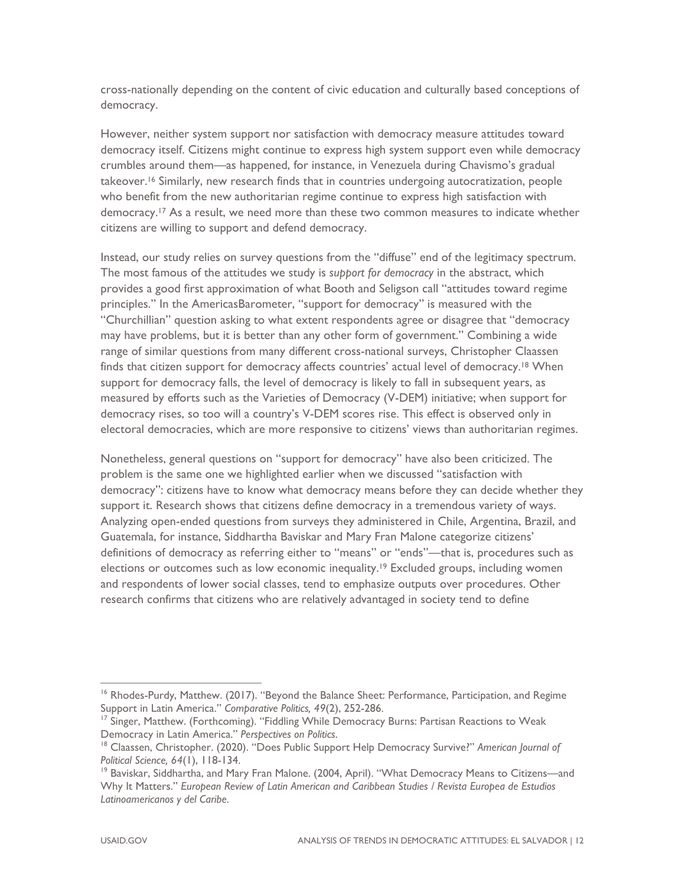cross-nationally depending on the content of civic education and culturally based conceptions of democracy.

However, neither system support nor satisfaction with democracy measure attitudes toward democracy itself. Citizens might continue to express high system support even while democracy crumbles around them—as happened, for instance, in Venezuela during Chavismo's gradual takeover.[16] Similarly, new research finds that in countries undergoing autocratization, people who benefit from the new authoritarian regime continue to express high satisfaction with democracy.[17] As a result, we need more than these two common measures to indicate whether citizens are willing to support and defend democracy.

Instead, our study relies on survey questions from the "diffuse" end of the legitimacy spectrum. The most famous of the attitudes we study is *support for democracy* in the abstract, which provides a good first approximation of what Booth and Seligson call "attitudes toward regime principles." In the AmericasBarometer, "support for democracy" is measured with the "Churchillian" question asking to what extent respondents agree or disagree that "democracy may have problems, but it is better than any other form of government." Combining a wide range of similar questions from many different cross-national surveys, Christopher Claassen finds that citizen support for democracy affects countries' actual level of democracy.[18] When support for democracy falls, the level of democracy is likely to fall in subsequent years, as measured by efforts such as the Varieties of Democracy (V-DEM) initiative; when support for democracy rises, so too will a country's V-DEM scores rise. This effect is observed only in electoral democracies, which are more responsive to citizens' views than authoritarian regimes.

Nonetheless, general questions on "support for democracy" have also been criticized. The problem is the same one we highlighted earlier when we discussed "satisfaction with democracy": citizens have to know what democracy means before they can decide whether they support it. Research shows that citizens define democracy in a tremendous variety of ways. Analyzing open-ended questions from surveys they administered in Chile, Argentina, Brazil, and Guatemala, for instance, Siddhartha Baviskar and Mary Fran Malone categorize citizens' definitions of democracy as referring either to "means" or "ends"—that is, procedures such as elections or outcomes such as low economic inequality.[19] Excluded groups, including women and respondents of lower social classes, tend to emphasize outputs over procedures. Other research confirms that citizens who are relatively advantaged in society tend to define

---

[16] Rhodes-Purdy, Matthew. (2017). "Beyond the Balance Sheet: Performance, Participation, and Regime Support in Latin America." *Comparative Politics, 49*(2), 252-286.

[17] Singer, Matthew. (Forthcoming). "Fiddling While Democracy Burns: Partisan Reactions to Weak Democracy in Latin America." *Perspectives on Politics*.

[18] Claassen, Christopher. (2020). "Does Public Support Help Democracy Survive?" *American Journal of Political Science, 64*(1), 118-134.

[19] Baviskar, Siddhartha, and Mary Fran Malone. (2004, April). "What Democracy Means to Citizens—and Why It Matters." *European Review of Latin American and Caribbean Studies / Revista Europea de Estudios Latinoamericanos y del Caribe*.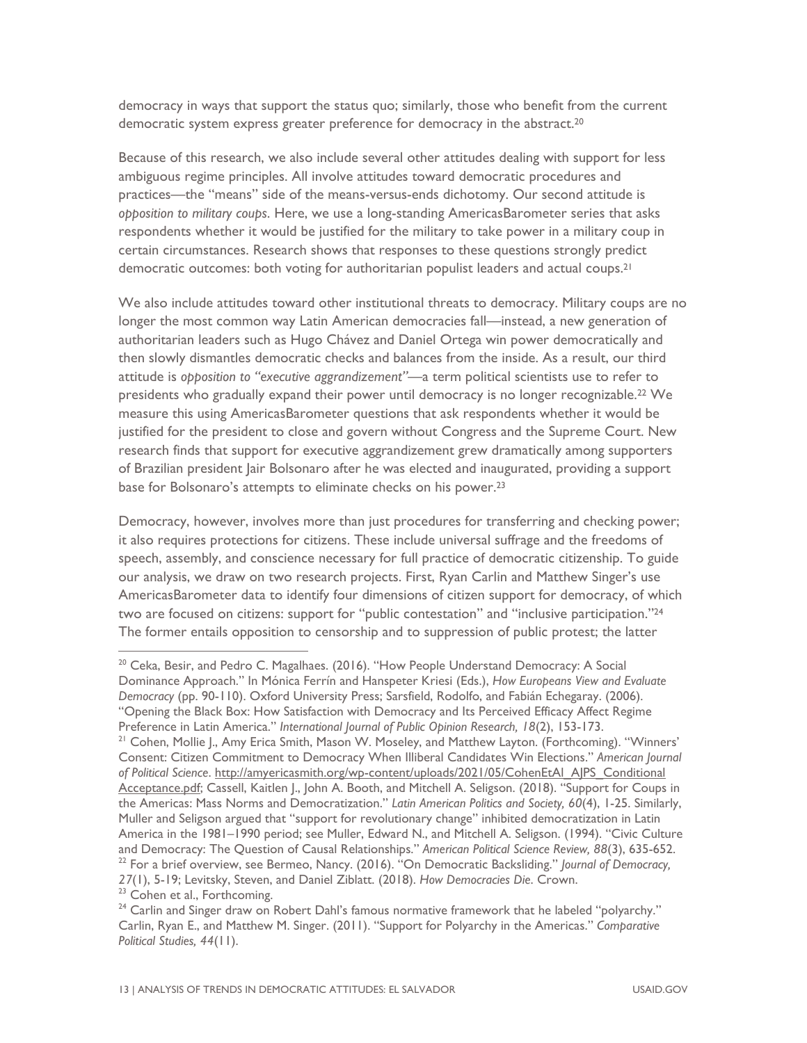democracy in ways that support the status quo; similarly, those who benefit from the current democratic system express greater preference for democracy in the abstract.[20]

Because of this research, we also include several other attitudes dealing with support for less ambiguous regime principles. All involve attitudes toward democratic procedures and practices—the "means" side of the means-versus-ends dichotomy. Our second attitude is *opposition to military coups*. Here, we use a long-standing AmericasBarometer series that asks respondents whether it would be justified for the military to take power in a military coup in certain circumstances. Research shows that responses to these questions strongly predict democratic outcomes: both voting for authoritarian populist leaders and actual coups.[21]

We also include attitudes toward other institutional threats to democracy. Military coups are no longer the most common way Latin American democracies fall—instead, a new generation of authoritarian leaders such as Hugo Chávez and Daniel Ortega win power democratically and then slowly dismantles democratic checks and balances from the inside. As a result, our third attitude is *opposition to "executive aggrandizement"*—a term political scientists use to refer to presidents who gradually expand their power until democracy is no longer recognizable.[22] We measure this using AmericasBarometer questions that ask respondents whether it would be justified for the president to close and govern without Congress and the Supreme Court. New research finds that support for executive aggrandizement grew dramatically among supporters of Brazilian president Jair Bolsonaro after he was elected and inaugurated, providing a support base for Bolsonaro's attempts to eliminate checks on his power.[23]

Democracy, however, involves more than just procedures for transferring and checking power; it also requires protections for citizens. These include universal suffrage and the freedoms of speech, assembly, and conscience necessary for full practice of democratic citizenship. To guide our analysis, we draw on two research projects. First, Ryan Carlin and Matthew Singer's use AmericasBarometer data to identify four dimensions of citizen support for democracy, of which two are focused on citizens: support for "public contestation" and "inclusive participation."[24] The former entails opposition to censorship and to suppression of public protest; the latter

---

[20] Ceka, Besir, and Pedro C. Magalhaes. (2016). "How People Understand Democracy: A Social Dominance Approach." In Mónica Ferrín and Hanspeter Kriesi (Eds.), *How Europeans View and Evaluate Democracy* (pp. 90-110). Oxford University Press; Sarsfield, Rodolfo, and Fabián Echegaray. (2006). "Opening the Black Box: How Satisfaction with Democracy and Its Perceived Efficacy Affect Regime Preference in Latin America." *International Journal of Public Opinion Research, 18*(2), 153-173.

[21] Cohen, Mollie J., Amy Erica Smith, Mason W. Moseley, and Matthew Layton. (Forthcoming). "Winners' Consent: Citizen Commitment to Democracy When Illiberal Candidates Win Elections." *American Journal of Political Science*. http://amyericasmith.org/wp-content/uploads/2021/05/CohenEtAl_AJPS_Conditional Acceptance.pdf; Cassell, Kaitlen J., John A. Booth, and Mitchell A. Seligson. (2018). "Support for Coups in the Americas: Mass Norms and Democratization." *Latin American Politics and Society, 60*(4), 1-25. Similarly, Muller and Seligson argued that "support for revolutionary change" inhibited democratization in Latin America in the 1981–1990 period; see Muller, Edward N., and Mitchell A. Seligson. (1994). "Civic Culture and Democracy: The Question of Causal Relationships." *American Political Science Review, 88*(3), 635-652.

[22] For a brief overview, see Bermeo, Nancy. (2016). "On Democratic Backsliding." *Journal of Democracy, 27*(1), 5-19; Levitsky, Steven, and Daniel Ziblatt. (2018). *How Democracies Die*. Crown.

[23] Cohen et al., Forthcoming.

[24] Carlin and Singer draw on Robert Dahl's famous normative framework that he labeled "polyarchy." Carlin, Ryan E., and Matthew M. Singer. (2011). "Support for Polyarchy in the Americas." *Comparative Political Studies, 44*(11).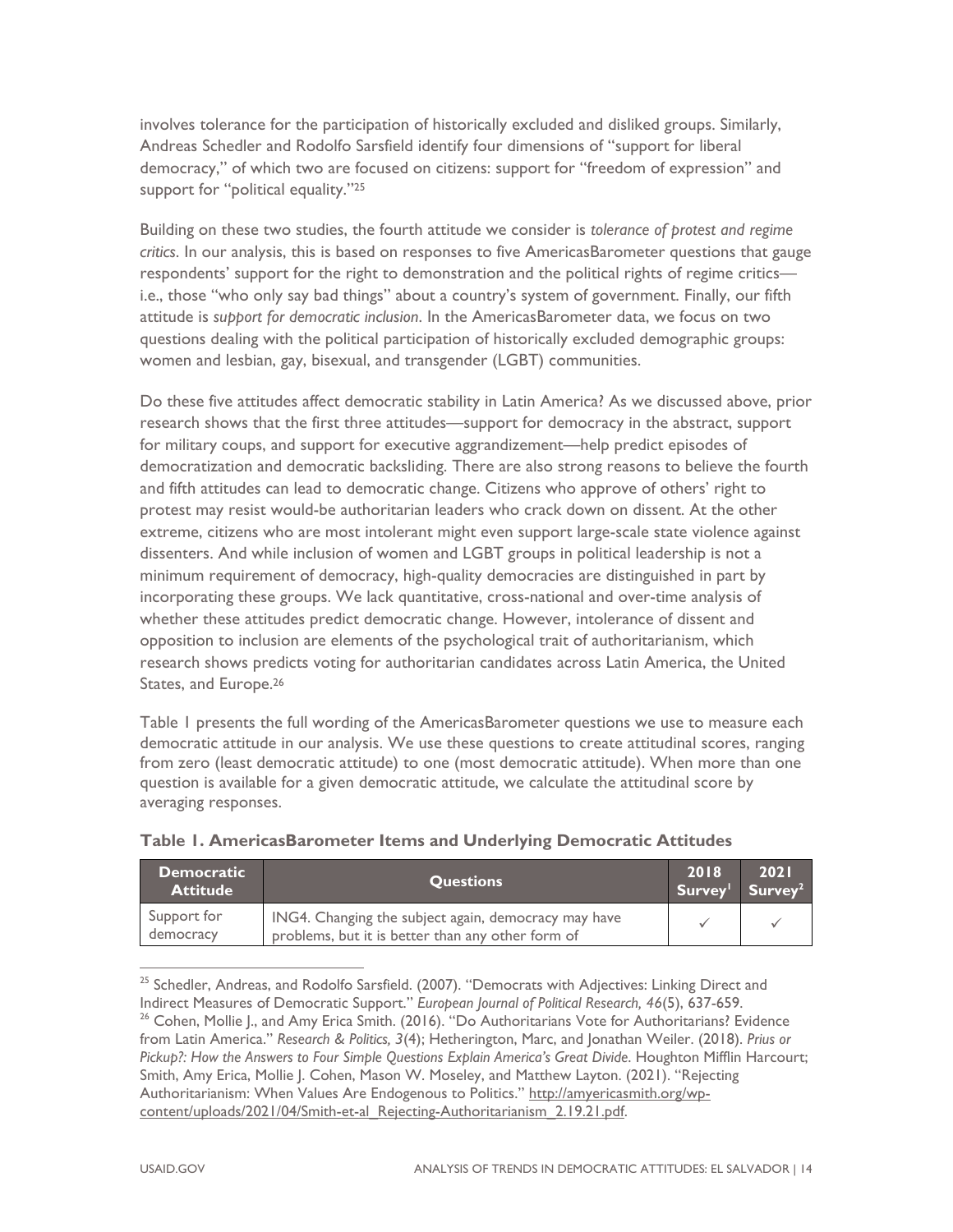involves tolerance for the participation of historically excluded and disliked groups. Similarly, Andreas Schedler and Rodolfo Sarsfield identify four dimensions of "support for liberal democracy," of which two are focused on citizens: support for "freedom of expression" and support for "political equality."[25]

Building on these two studies, the fourth attitude we consider is *tolerance of protest and regime critics*. In our analysis, this is based on responses to five AmericasBarometer questions that gauge respondents' support for the right to demonstration and the political rights of regime critics—i.e., those "who only say bad things" about a country's system of government. Finally, our fifth attitude is *support for democratic inclusion*. In the AmericasBarometer data, we focus on two questions dealing with the political participation of historically excluded demographic groups: women and lesbian, gay, bisexual, and transgender (LGBT) communities.

Do these five attitudes affect democratic stability in Latin America? As we discussed above, prior research shows that the first three attitudes—support for democracy in the abstract, support for military coups, and support for executive aggrandizement—help predict episodes of democratization and democratic backsliding. There are also strong reasons to believe the fourth and fifth attitudes can lead to democratic change. Citizens who approve of others' right to protest may resist would-be authoritarian leaders who crack down on dissent. At the other extreme, citizens who are most intolerant might even support large-scale state violence against dissenters. And while inclusion of women and LGBT groups in political leadership is not a minimum requirement of democracy, high-quality democracies are distinguished in part by incorporating these groups. We lack quantitative, cross-national and over-time analysis of whether these attitudes predict democratic change. However, intolerance of dissent and opposition to inclusion are elements of the psychological trait of authoritarianism, which research shows predicts voting for authoritarian candidates across Latin America, the United States, and Europe.[26]

Table 1 presents the full wording of the AmericasBarometer questions we use to measure each democratic attitude in our analysis. We use these questions to create attitudinal scores, ranging from zero (least democratic attitude) to one (most democratic attitude). When more than one question is available for a given democratic attitude, we calculate the attitudinal score by averaging responses.

**Table 1. AmericasBarometer Items and Underlying Democratic Attitudes**

| Democratic Attitude | Questions | 2018 Survey[1] | 2021 Survey[2] |
|---|---|---|---|
| Support for democracy | ING4. Changing the subject again, democracy may have problems, but it is better than any other form of | ✓ | ✓ |

[25] Schedler, Andreas, and Rodolfo Sarsfield. (2007). "Democrats with Adjectives: Linking Direct and Indirect Measures of Democratic Support." *European Journal of Political Research, 46*(5), 637-659.

[26] Cohen, Mollie J., and Amy Erica Smith. (2016). "Do Authoritarians Vote for Authoritarians? Evidence from Latin America." *Research & Politics, 3*(4); Hetherington, Marc, and Jonathan Weiler. (2018). *Prius or Pickup?: How the Answers to Four Simple Questions Explain America's Great Divide*. Houghton Mifflin Harcourt; Smith, Amy Erica, Mollie J. Cohen, Mason W. Moseley, and Matthew Layton. (2021). "Rejecting Authoritarianism: When Values Are Endogenous to Politics." http://amyericasmith.org/wp-content/uploads/2021/04/Smith-et-al_Rejecting-Authoritarianism_2.19.21.pdf.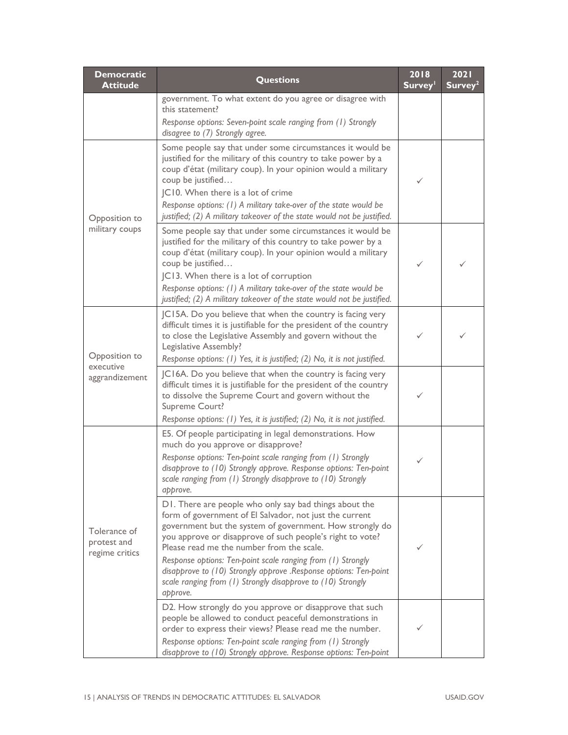| Democratic Attitude | Questions | 2018 Survey[1] | 2021 Survey[2] |
|---|---|---|---|
| | government. To what extent do you agree or disagree with this statement? *Response options: Seven-point scale ranging from (1) Strongly disagree to (7) Strongly agree.* | | |
| Opposition to military coups | Some people say that under some circumstances it would be justified for the military of this country to take power by a coup d'état (military coup). In your opinion would a military coup be justified… JC10. When there is a lot of crime *Response options: (1) A military take-over of the state would be justified; (2) A military takeover of the state would not be justified.* | ✓ | |
| | Some people say that under some circumstances it would be justified for the military of this country to take power by a coup d'état (military coup). In your opinion would a military coup be justified… JC13. When there is a lot of corruption *Response options: (1) A military take-over of the state would be justified; (2) A military takeover of the state would not be justified.* | ✓ | ✓ |
| Opposition to executive aggrandizement | JC15A. Do you believe that when the country is facing very difficult times it is justifiable for the president of the country to close the Legislative Assembly and govern without the Legislative Assembly? *Response options: (1) Yes, it is justified; (2) No, it is not justified.* | ✓ | ✓ |
| | JC16A. Do you believe that when the country is facing very difficult times it is justifiable for the president of the country to dissolve the Supreme Court and govern without the Supreme Court? *Response options: (1) Yes, it is justified; (2) No, it is not justified.* | ✓ | |
| Tolerance of protest and regime critics | E5. Of people participating in legal demonstrations. How much do you approve or disapprove? *Response options: Ten-point scale ranging from (1) Strongly disapprove to (10) Strongly approve. Response options: Ten-point scale ranging from (1) Strongly disapprove to (10) Strongly approve.* | ✓ | |
| | D1. There are people who only say bad things about the form of government of El Salvador, not just the current government but the system of government. How strongly do you approve or disapprove of such people's right to vote? Please read me the number from the scale. *Response options: Ten-point scale ranging from (1) Strongly disapprove to (10) Strongly approve .Response options: Ten-point scale ranging from (1) Strongly disapprove to (10) Strongly approve.* | ✓ | |
| | D2. How strongly do you approve or disapprove that such people be allowed to conduct peaceful demonstrations in order to express their views? Please read me the number. *Response options: Ten-point scale ranging from (1) Strongly disapprove to (10) Strongly approve. Response options: Ten-point* | ✓ | |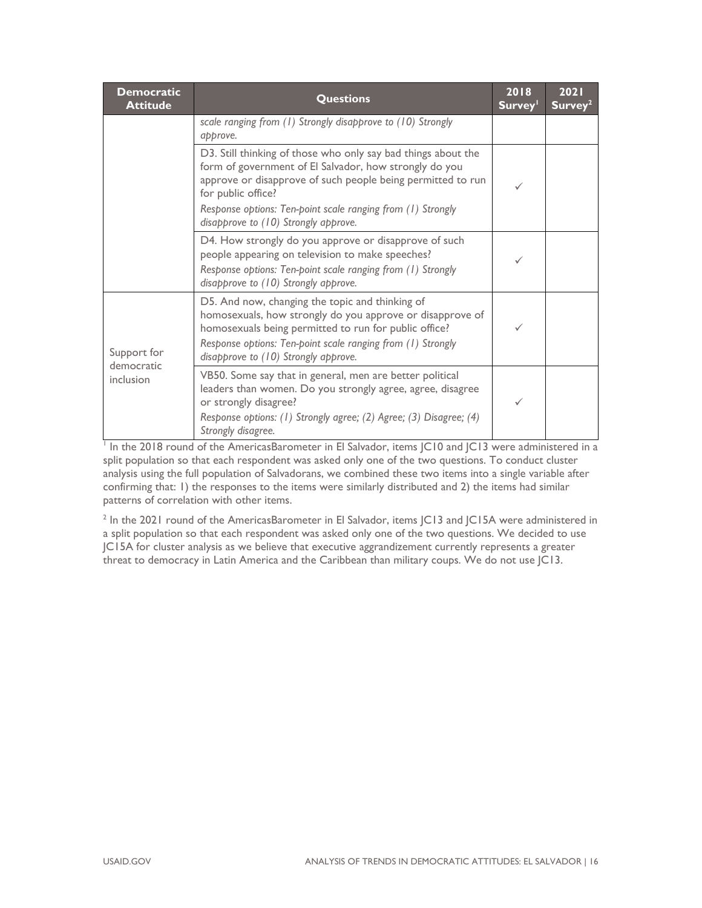| Democratic Attitude | Questions | 2018 Survey[1] | 2021 Survey[2] |
|---|---|---|---|
| | *scale ranging from (1) Strongly disapprove to (10) Strongly approve.* | | |
| | D3. Still thinking of those who only say bad things about the form of government of El Salvador, how strongly do you approve or disapprove of such people being permitted to run for public office? *Response options: Ten-point scale ranging from (1) Strongly disapprove to (10) Strongly approve.* | ✓ | |
| | D4. How strongly do you approve or disapprove of such people appearing on television to make speeches? *Response options: Ten-point scale ranging from (1) Strongly disapprove to (10) Strongly approve.* | ✓ | |
| Support for democratic inclusion | D5. And now, changing the topic and thinking of homosexuals, how strongly do you approve or disapprove of homosexuals being permitted to run for public office? *Response options: Ten-point scale ranging from (1) Strongly disapprove to (10) Strongly approve.* | ✓ | |
| | VB50. Some say that in general, men are better political leaders than women. Do you strongly agree, agree, disagree or strongly disagree? *Response options: (1) Strongly agree; (2) Agree; (3) Disagree; (4) Strongly disagree.* | ✓ | |

[1] In the 2018 round of the AmericasBarometer in El Salvador, items JC10 and JC13 were administered in a split population so that each respondent was asked only one of the two questions. To conduct cluster analysis using the full population of Salvadorans, we combined these two items into a single variable after confirming that: 1) the responses to the items were similarly distributed and 2) the items had similar patterns of correlation with other items.

[2] In the 2021 round of the AmericasBarometer in El Salvador, items JC13 and JC15A were administered in a split population so that each respondent was asked only one of the two questions. We decided to use JC15A for cluster analysis as we believe that executive aggrandizement currently represents a greater threat to democracy in Latin America and the Caribbean than military coups. We do not use JC13.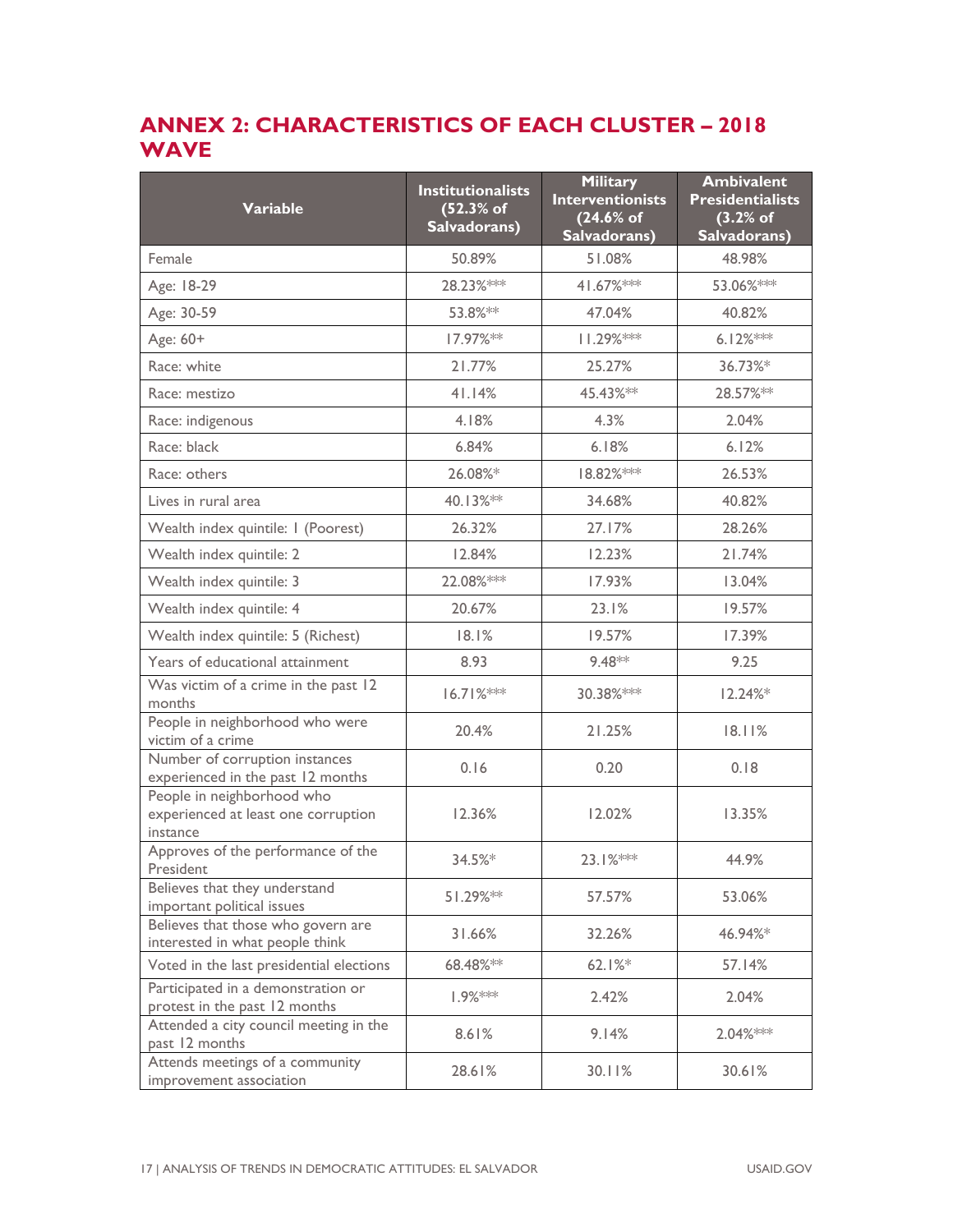## ANNEX 2: CHARACTERISTICS OF EACH CLUSTER – 2018 WAVE

| Variable | Institutionalists (52.3% of Salvadorans) | Military Interventionists (24.6% of Salvadorans) | Ambivalent Presidentialists (3.2% of Salvadorans) |
|---|---|---|---|
| Female | 50.89% | 51.08% | 48.98% |
| Age: 18-29 | 28.23%*** | 41.67%*** | 53.06%*** |
| Age: 30-59 | 53.8%** | 47.04% | 40.82% |
| Age: 60+ | 17.97%** | 11.29%*** | 6.12%*** |
| Race: white | 21.77% | 25.27% | 36.73%* |
| Race: mestizo | 41.14% | 45.43%** | 28.57%** |
| Race: indigenous | 4.18% | 4.3% | 2.04% |
| Race: black | 6.84% | 6.18% | 6.12% |
| Race: others | 26.08%* | 18.82%*** | 26.53% |
| Lives in rural area | 40.13%** | 34.68% | 40.82% |
| Wealth index quintile: 1 (Poorest) | 26.32% | 27.17% | 28.26% |
| Wealth index quintile: 2 | 12.84% | 12.23% | 21.74% |
| Wealth index quintile: 3 | 22.08%*** | 17.93% | 13.04% |
| Wealth index quintile: 4 | 20.67% | 23.1% | 19.57% |
| Wealth index quintile: 5 (Richest) | 18.1% | 19.57% | 17.39% |
| Years of educational attainment | 8.93 | 9.48** | 9.25 |
| Was victim of a crime in the past 12 months | 16.71%*** | 30.38%*** | 12.24%* |
| People in neighborhood who were victim of a crime | 20.4% | 21.25% | 18.11% |
| Number of corruption instances experienced in the past 12 months | 0.16 | 0.20 | 0.18 |
| People in neighborhood who experienced at least one corruption instance | 12.36% | 12.02% | 13.35% |
| Approves of the performance of the President | 34.5%* | 23.1%*** | 44.9% |
| Believes that they understand important political issues | 51.29%** | 57.57% | 53.06% |
| Believes that those who govern are interested in what people think | 31.66% | 32.26% | 46.94%* |
| Voted in the last presidential elections | 68.48%** | 62.1%* | 57.14% |
| Participated in a demonstration or protest in the past 12 months | 1.9%*** | 2.42% | 2.04% |
| Attended a city council meeting in the past 12 months | 8.61% | 9.14% | 2.04%*** |
| Attends meetings of a community improvement association | 28.61% | 30.11% | 30.61% |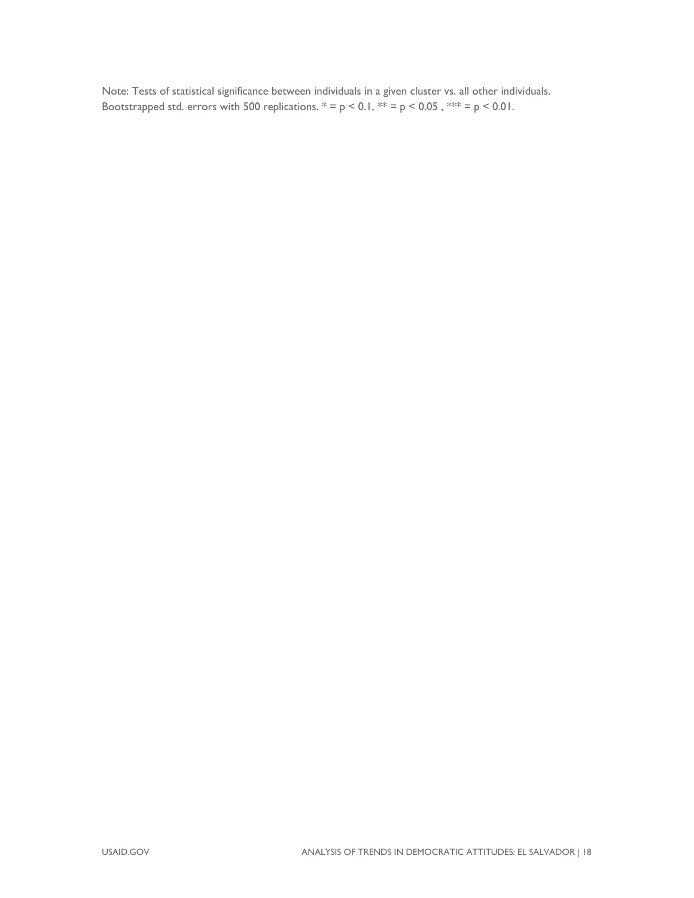Note: Tests of statistical significance between individuals in a given cluster vs. all other individuals. Bootstrapped std. errors with 500 replications. * = $p < 0.1$, ** = $p < 0.05$ , *** = $p < 0.01$.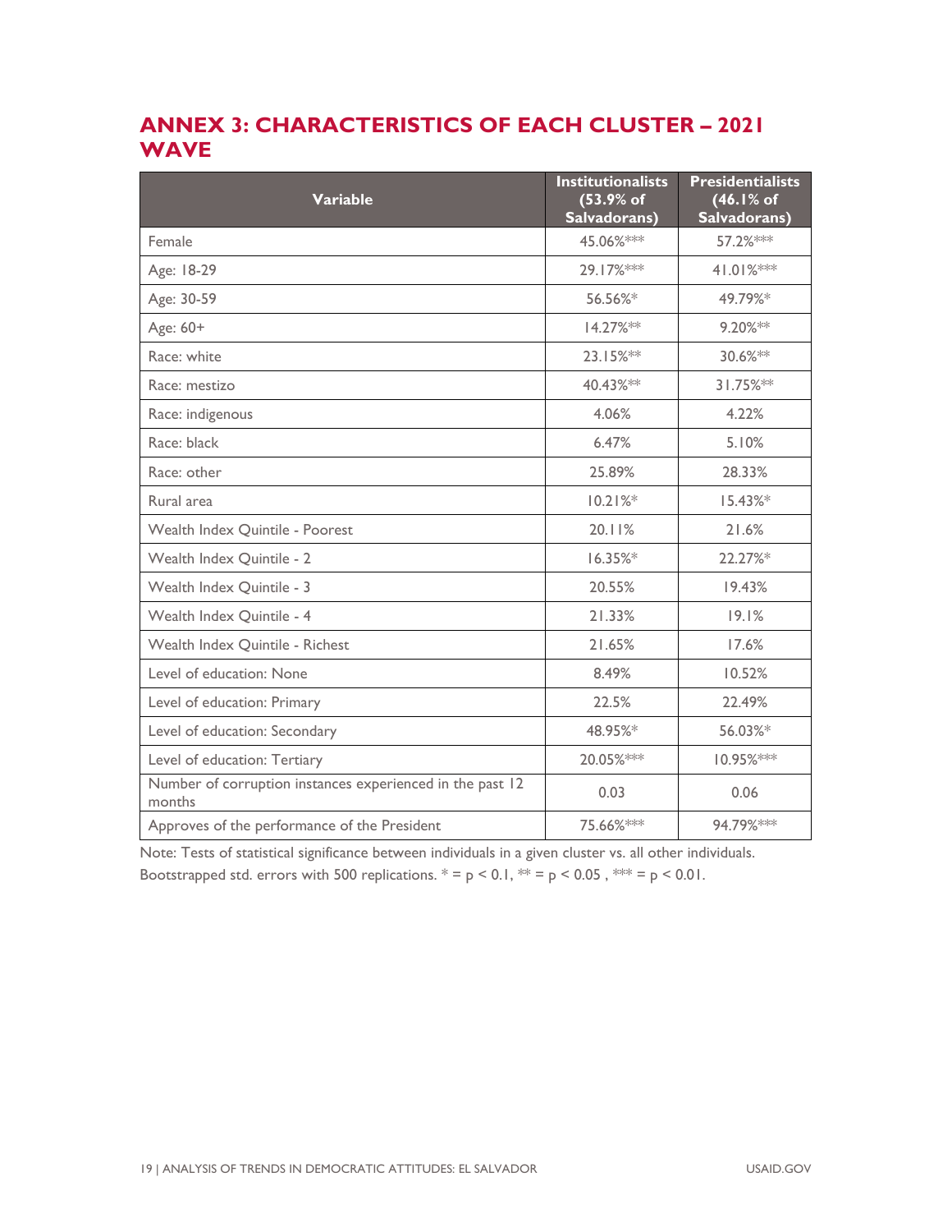## ANNEX 3: CHARACTERISTICS OF EACH CLUSTER – 2021 WAVE

| Variable | Institutionalists (53.9% of Salvadorans) | Presidentialists (46.1% of Salvadorans) |
|---|---|---|
| Female | 45.06%*** | 57.2%*** |
| Age: 18-29 | 29.17%*** | 41.01%*** |
| Age: 30-59 | 56.56%* | 49.79%* |
| Age: 60+ | 14.27%** | 9.20%** |
| Race: white | 23.15%** | 30.6%** |
| Race: mestizo | 40.43%** | 31.75%** |
| Race: indigenous | 4.06% | 4.22% |
| Race: black | 6.47% | 5.10% |
| Race: other | 25.89% | 28.33% |
| Rural area | 10.21%* | 15.43%* |
| Wealth Index Quintile - Poorest | 20.11% | 21.6% |
| Wealth Index Quintile - 2 | 16.35%* | 22.27%* |
| Wealth Index Quintile - 3 | 20.55% | 19.43% |
| Wealth Index Quintile - 4 | 21.33% | 19.1% |
| Wealth Index Quintile - Richest | 21.65% | 17.6% |
| Level of education: None | 8.49% | 10.52% |
| Level of education: Primary | 22.5% | 22.49% |
| Level of education: Secondary | 48.95%* | 56.03%* |
| Level of education: Tertiary | 20.05%*** | 10.95%*** |
| Number of corruption instances experienced in the past 12 months | 0.03 | 0.06 |
| Approves of the performance of the President | 75.66%*** | 94.79%*** |

Note: Tests of statistical significance between individuals in a given cluster vs. all other individuals. Bootstrapped std. errors with 500 replications. * = $p < 0.1$, ** = $p < 0.05$ , *** = $p < 0.01$.